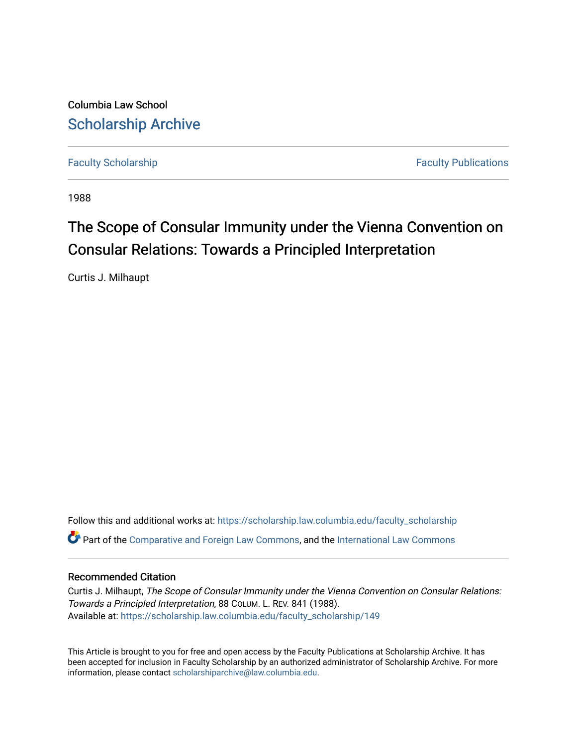Columbia Law School

# Scholarship Archive

Faculty Scholarship | Faculty Publications

1988

# The Scope of Consular Immunity under the Vienna Convention on Consular Relations: Towards a Principled Interpretation

Curtis J. Milhaupt

Follow this and additional works at: https://scholarship.law.columbia.edu/faculty_scholarship

Part of the Comparative and Foreign Law Commons, and the International Law Commons

## Recommended Citation

Curtis J. Milhaupt, *The Scope of Consular Immunity under the Vienna Convention on Consular Relations: Towards a Principled Interpretation*, 88 Colum. L. Rev. 841 (1988).
Available at: https://scholarship.law.columbia.edu/faculty_scholarship/149

This Article is brought to you for free and open access by the Faculty Publications at Scholarship Archive. It has been accepted for inclusion in Faculty Scholarship by an authorized administrator of Scholarship Archive. For more information, please contact scholarshiparchive@law.columbia.edu.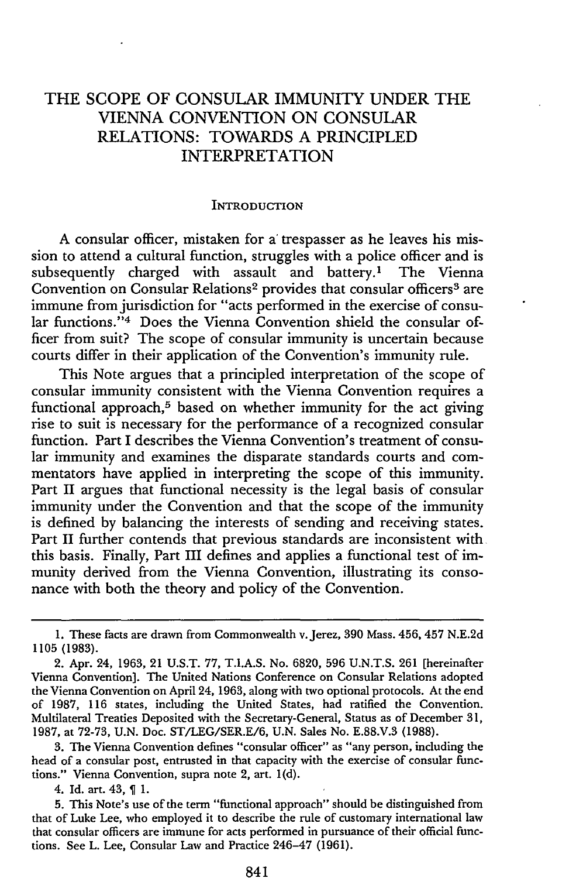# THE SCOPE OF CONSULAR IMMUNITY UNDER THE VIENNA CONVENTION ON CONSULAR RELATIONS: TOWARDS A PRINCIPLED INTERPRETATION

## INTRODUCTION

A consular officer, mistaken for a trespasser as he leaves his mission to attend a cultural function, struggles with a police officer and is subsequently charged with assault and battery.[1] The Vienna Convention on Consular Relations[2] provides that consular officers[3] are immune from jurisdiction for "acts performed in the exercise of consular functions."[4] Does the Vienna Convention shield the consular officer from suit? The scope of consular immunity is uncertain because courts differ in their application of the Convention's immunity rule.

This Note argues that a principled interpretation of the scope of consular immunity consistent with the Vienna Convention requires a functional approach,[5] based on whether immunity for the act giving rise to suit is necessary for the performance of a recognized consular function. Part I describes the Vienna Convention's treatment of consular immunity and examines the disparate standards courts and commentators have applied in interpreting the scope of this immunity. Part II argues that functional necessity is the legal basis of consular immunity under the Convention and that the scope of the immunity is defined by balancing the interests of sending and receiving states. Part II further contends that previous standards are inconsistent with this basis. Finally, Part III defines and applies a functional test of immunity derived from the Vienna Convention, illustrating its consonance with both the theory and policy of the Convention.

---

1. These facts are drawn from Commonwealth v. Jerez, 390 Mass. 456, 457 N.E.2d 1105 (1983).

2. Apr. 24, 1963, 21 U.S.T. 77, T.I.A.S. No. 6820, 596 U.N.T.S. 261 [hereinafter Vienna Convention]. The United Nations Conference on Consular Relations adopted the Vienna Convention on April 24, 1963, along with two optional protocols. At the end of 1987, 116 states, including the United States, had ratified the Convention. Multilateral Treaties Deposited with the Secretary-General, Status as of December 31, 1987, at 72-73, U.N. Doc. ST/LEG/SER.E/6, U.N. Sales No. E.88.V.3 (1988).

3. The Vienna Convention defines "consular officer" as "any person, including the head of a consular post, entrusted in that capacity with the exercise of consular functions." Vienna Convention, supra note 2, art. 1(d).

4. Id. art. 43, ¶ 1.

5. This Note's use of the term "functional approach" should be distinguished from that of Luke Lee, who employed it to describe the rule of customary international law that consular officers are immune for acts performed in pursuance of their official functions. See L. Lee, Consular Law and Practice 246-47 (1961).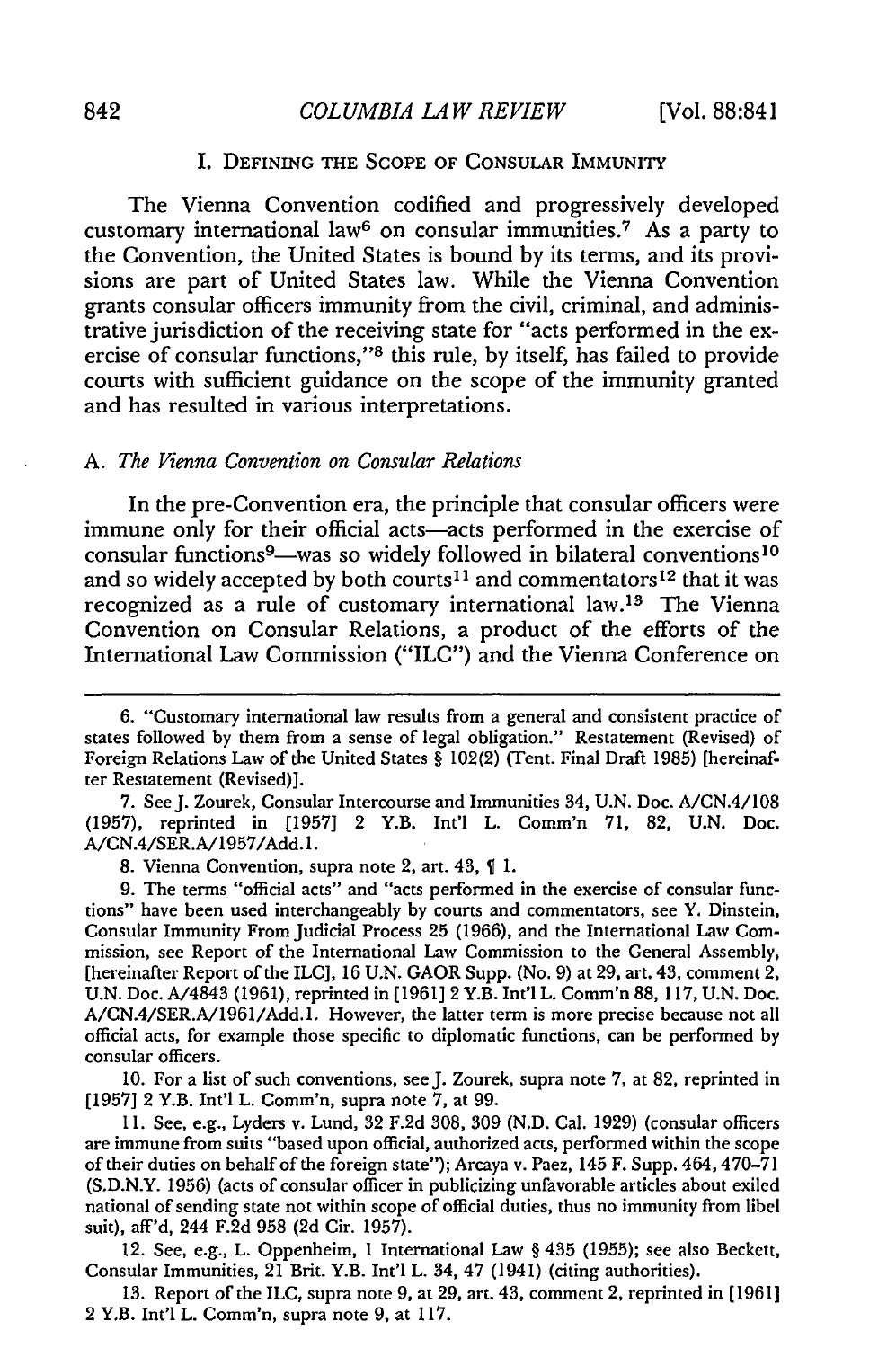## I. Defining the Scope of Consular Immunity

The Vienna Convention codified and progressively developed customary international law[6] on consular immunities.[7] As a party to the Convention, the United States is bound by its terms, and its provisions are part of United States law. While the Vienna Convention grants consular officers immunity from the civil, criminal, and administrative jurisdiction of the receiving state for "acts performed in the exercise of consular functions,"[8] this rule, by itself, has failed to provide courts with sufficient guidance on the scope of the immunity granted and has resulted in various interpretations.

### A. *The Vienna Convention on Consular Relations*

In the pre-Convention era, the principle that consular officers were immune only for their official acts—acts performed in the exercise of consular functions[9]—was so widely followed in bilateral conventions[10] and so widely accepted by both courts[11] and commentators[12] that it was recognized as a rule of customary international law.[13] The Vienna Convention on Consular Relations, a product of the efforts of the International Law Commission ("ILC") and the Vienna Conference on

---

6. "Customary international law results from a general and consistent practice of states followed by them from a sense of legal obligation." Restatement (Revised) of Foreign Relations Law of the United States § 102(2) (Tent. Final Draft 1985) [hereinafter Restatement (Revised)].

7. See J. Zourek, Consular Intercourse and Immunities 34, U.N. Doc. A/CN.4/108 (1957), reprinted in [1957] 2 Y.B. Int'l L. Comm'n 71, 82, U.N. Doc. A/CN.4/SER.A/1957/Add.1.

8. Vienna Convention, supra note 2, art. 43, ¶ 1.

9. The terms "official acts" and "acts performed in the exercise of consular functions" have been used interchangeably by courts and commentators, see Y. Dinstein, Consular Immunity From Judicial Process 25 (1966), and the International Law Commission, see Report of the International Law Commission to the General Assembly, [hereinafter Report of the ILC], 16 U.N. GAOR Supp. (No. 9) at 29, art. 43, comment 2, U.N. Doc. A/4843 (1961), reprinted in [1961] 2 Y.B. Int'l L. Comm'n 88, 117, U.N. Doc. A/CN.4/SER.A/1961/Add.1. However, the latter term is more precise because not all official acts, for example those specific to diplomatic functions, can be performed by consular officers.

10. For a list of such conventions, see J. Zourek, supra note 7, at 82, reprinted in [1957] 2 Y.B. Int'l L. Comm'n, supra note 7, at 99.

11. See, e.g., Lyders v. Lund, 32 F.2d 308, 309 (N.D. Cal. 1929) (consular officers are immune from suits "based upon official, authorized acts, performed within the scope of their duties on behalf of the foreign state"); Arcaya v. Paez, 145 F. Supp. 464, 470–71 (S.D.N.Y. 1956) (acts of consular officer in publicizing unfavorable articles about exiled national of sending state not within scope of official duties, thus no immunity from libel suit), aff'd, 244 F.2d 958 (2d Cir. 1957).

12. See, e.g., L. Oppenheim, 1 International Law § 435 (1955); see also Beckett, Consular Immunities, 21 Brit. Y.B. Int'l L. 34, 47 (1941) (citing authorities).

13. Report of the ILC, supra note 9, at 29, art. 43, comment 2, reprinted in [1961] 2 Y.B. Int'l L. Comm'n, supra note 9, at 117.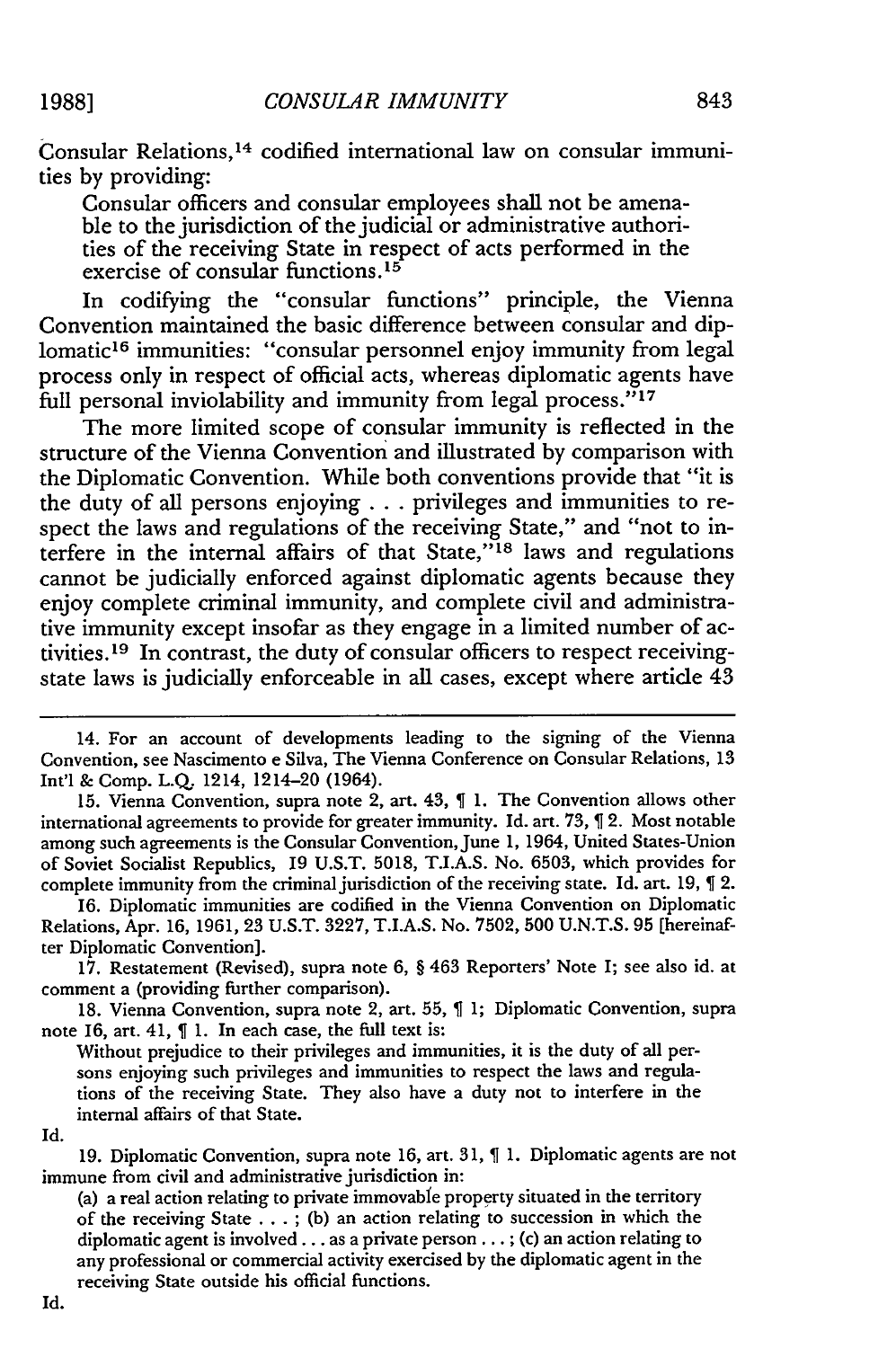Consular Relations,[14] codified international law on consular immunities by providing:

> Consular officers and consular employees shall not be amenable to the jurisdiction of the judicial or administrative authorities of the receiving State in respect of acts performed in the exercise of consular functions.[15]

In codifying the "consular functions" principle, the Vienna Convention maintained the basic difference between consular and diplomatic[16] immunities: "consular personnel enjoy immunity from legal process only in respect of official acts, whereas diplomatic agents have full personal inviolability and immunity from legal process."[17]

The more limited scope of consular immunity is reflected in the structure of the Vienna Convention and illustrated by comparison with the Diplomatic Convention. While both conventions provide that "it is the duty of all persons enjoying . . . privileges and immunities to respect the laws and regulations of the receiving State," and "not to interfere in the internal affairs of that State,"[18] laws and regulations cannot be judicially enforced against diplomatic agents because they enjoy complete criminal immunity, and complete civil and administrative immunity except insofar as they engage in a limited number of activities.[19] In contrast, the duty of consular officers to respect receiving-state laws is judicially enforceable in all cases, except where article 43

---

14. For an account of developments leading to the signing of the Vienna Convention, see Nascimento e Silva, The Vienna Conference on Consular Relations, 13 Int'l & Comp. L.Q. 1214, 1214–20 (1964).

15. Vienna Convention, supra note 2, art. 43, ¶ 1. The Convention allows other international agreements to provide for greater immunity. Id. art. 73, ¶ 2. Most notable among such agreements is the Consular Convention, June 1, 1964, United States-Union of Soviet Socialist Republics, 19 U.S.T. 5018, T.I.A.S. No. 6503, which provides for complete immunity from the criminal jurisdiction of the receiving state. Id. art. 19, ¶ 2.

16. Diplomatic immunities are codified in the Vienna Convention on Diplomatic Relations, Apr. 16, 1961, 23 U.S.T. 3227, T.I.A.S. No. 7502, 500 U.N.T.S. 95 [hereinafter Diplomatic Convention].

17. Restatement (Revised), supra note 6, § 463 Reporters' Note I; see also id. at comment a (providing further comparison).

18. Vienna Convention, supra note 2, art. 55, ¶ 1; Diplomatic Convention, supra note 16, art. 41, ¶ 1. In each case, the full text is:

> Without prejudice to their privileges and immunities, it is the duty of all persons enjoying such privileges and immunities to respect the laws and regulations of the receiving State. They also have a duty not to interfere in the internal affairs of that State.

Id.

19. Diplomatic Convention, supra note 16, art. 31, ¶ 1. Diplomatic agents are not immune from civil and administrative jurisdiction in:

> (a) a real action relating to private immovable property situated in the territory of the receiving State . . . ; (b) an action relating to succession in which the diplomatic agent is involved . . . as a private person . . . ; (c) an action relating to any professional or commercial activity exercised by the diplomatic agent in the receiving State outside his official functions.

Id.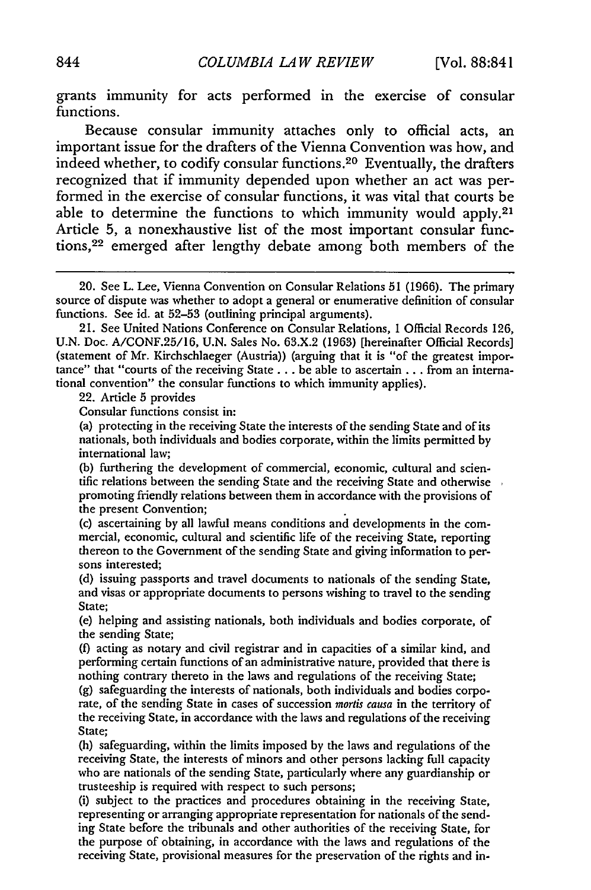grants immunity for acts performed in the exercise of consular functions.

Because consular immunity attaches only to official acts, an important issue for the drafters of the Vienna Convention was how, and indeed whether, to codify consular functions.[20] Eventually, the drafters recognized that if immunity depended upon whether an act was performed in the exercise of consular functions, it was vital that courts be able to determine the functions to which immunity would apply.[21] Article 5, a nonexhaustive list of the most important consular functions,[22] emerged after lengthy debate among both members of the

---

20. See L. Lee, Vienna Convention on Consular Relations 51 (1966). The primary source of dispute was whether to adopt a general or enumerative definition of consular functions. See id. at 52–53 (outlining principal arguments).

21. See United Nations Conference on Consular Relations, 1 Official Records 126, U.N. Doc. A/CONF.25/16, U.N. Sales No. 63.X.2 (1963) [hereinafter Official Records] (statement of Mr. Kirchschlaeger (Austria)) (arguing that it is "of the greatest importance" that "courts of the receiving State . . . be able to ascertain . . . from an international convention" the consular functions to which immunity applies).

22. Article 5 provides

Consular functions consist in:

(a) protecting in the receiving State the interests of the sending State and of its nationals, both individuals and bodies corporate, within the limits permitted by international law;

(b) furthering the development of commercial, economic, cultural and scientific relations between the sending State and the receiving State and otherwise promoting friendly relations between them in accordance with the provisions of the present Convention;

(c) ascertaining by all lawful means conditions and developments in the commercial, economic, cultural and scientific life of the receiving State, reporting thereon to the Government of the sending State and giving information to persons interested;

(d) issuing passports and travel documents to nationals of the sending State, and visas or appropriate documents to persons wishing to travel to the sending State;

(e) helping and assisting nationals, both individuals and bodies corporate, of the sending State;

(f) acting as notary and civil registrar and in capacities of a similar kind, and performing certain functions of an administrative nature, provided that there is nothing contrary thereto in the laws and regulations of the receiving State;

(g) safeguarding the interests of nationals, both individuals and bodies corporate, of the sending State in cases of succession *mortis causa* in the territory of the receiving State, in accordance with the laws and regulations of the receiving State;

(h) safeguarding, within the limits imposed by the laws and regulations of the receiving State, the interests of minors and other persons lacking full capacity who are nationals of the sending State, particularly where any guardianship or trusteeship is required with respect to such persons;

(i) subject to the practices and procedures obtaining in the receiving State, representing or arranging appropriate representation for nationals of the sending State before the tribunals and other authorities of the receiving State, for the purpose of obtaining, in accordance with the laws and regulations of the receiving State, provisional measures for the preservation of the rights and in-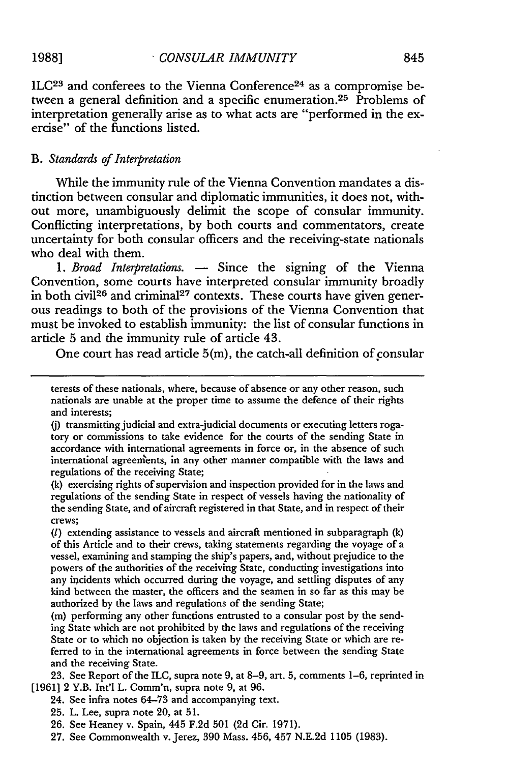ILC[23] and conferees to the Vienna Conference[24] as a compromise between a general definition and a specific enumeration.[25] Problems of interpretation generally arise as to what acts are "performed in the exercise" of the functions listed.

### B. *Standards of Interpretation*

While the immunity rule of the Vienna Convention mandates a distinction between consular and diplomatic immunities, it does not, without more, unambiguously delimit the scope of consular immunity. Conflicting interpretations, by both courts and commentators, create uncertainty for both consular officers and the receiving-state nationals who deal with them.

1. *Broad Interpretations.* — Since the signing of the Vienna Convention, some courts have interpreted consular immunity broadly in both civil[26] and criminal[27] contexts. These courts have given generous readings to both of the provisions of the Vienna Convention that must be invoked to establish immunity: the list of consular functions in article 5 and the immunity rule of article 43.

One court has read article 5(m), the catch-all definition of consular

---

terests of these nationals, where, because of absence or any other reason, such nationals are unable at the proper time to assume the defence of their rights and interests;

(j) transmitting judicial and extra-judicial documents or executing letters rogatory or commissions to take evidence for the courts of the sending State in accordance with international agreements in force or, in the absence of such international agreements, in any other manner compatible with the laws and regulations of the receiving State;

(k) exercising rights of supervision and inspection provided for in the laws and regulations of the sending State in respect of vessels having the nationality of the sending State, and of aircraft registered in that State, and in respect of their crews;

(*l*) extending assistance to vessels and aircraft mentioned in subparagraph (k) of this Article and to their crews, taking statements regarding the voyage of a vessel, examining and stamping the ship's papers, and, without prejudice to the powers of the authorities of the receiving State, conducting investigations into any incidents which occurred during the voyage, and settling disputes of any kind between the master, the officers and the seamen in so far as this may be authorized by the laws and regulations of the sending State;

(m) performing any other functions entrusted to a consular post by the sending State which are not prohibited by the laws and regulations of the receiving State or to which no objection is taken by the receiving State or which are referred to in the international agreements in force between the sending State and the receiving State.

23. See Report of the ILC, supra note 9, at 8–9, art. 5, comments 1–6, reprinted in [1961] 2 Y.B. Int'l L. Comm'n, supra note 9, at 96.

24. See infra notes 64–73 and accompanying text.

25. L. Lee, supra note 20, at 51.

26. See Heaney v. Spain, 445 F.2d 501 (2d Cir. 1971).

27. See Commonwealth v. Jerez, 390 Mass. 456, 457 N.E.2d 1105 (1983).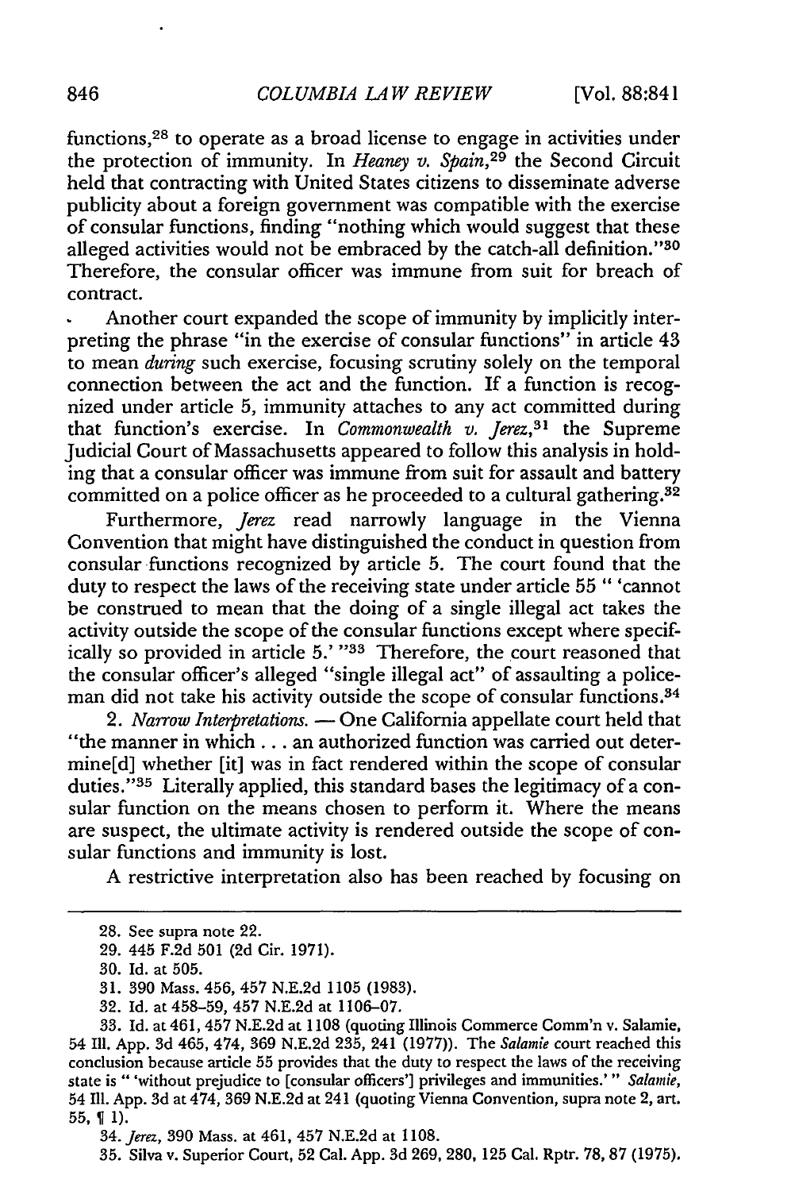functions,[28] to operate as a broad license to engage in activities under the protection of immunity. In *Heaney v. Spain*,[29] the Second Circuit held that contracting with United States citizens to disseminate adverse publicity about a foreign government was compatible with the exercise of consular functions, finding "nothing which would suggest that these alleged activities would not be embraced by the catch-all definition."[30] Therefore, the consular officer was immune from suit for breach of contract.

Another court expanded the scope of immunity by implicitly interpreting the phrase "in the exercise of consular functions" in article 43 to mean *during* such exercise, focusing scrutiny solely on the temporal connection between the act and the function. If a function is recognized under article 5, immunity attaches to any act committed during that function's exercise. In *Commonwealth v. Jerez*,[31] the Supreme Judicial Court of Massachusetts appeared to follow this analysis in holding that a consular officer was immune from suit for assault and battery committed on a police officer as he proceeded to a cultural gathering.[32]

Furthermore, *Jerez* read narrowly language in the Vienna Convention that might have distinguished the conduct in question from consular functions recognized by article 5. The court found that the duty to respect the laws of the receiving state under article 55 " 'cannot be construed to mean that the doing of a single illegal act takes the activity outside the scope of the consular functions except where specifically so provided in article 5.' "[33] Therefore, the court reasoned that the consular officer's alleged "single illegal act" of assaulting a policeman did not take his activity outside the scope of consular functions.[34]

2. *Narrow Interpretations.* — One California appellate court held that "the manner in which . . . an authorized function was carried out determine[d] whether [it] was in fact rendered within the scope of consular duties."[35] Literally applied, this standard bases the legitimacy of a consular function on the means chosen to perform it. Where the means are suspect, the ultimate activity is rendered outside the scope of consular functions and immunity is lost.

A restrictive interpretation also has been reached by focusing on

---

28. See supra note 22.

29. 445 F.2d 501 (2d Cir. 1971).

30. Id. at 505.

31. 390 Mass. 456, 457 N.E.2d 1105 (1983).

32. Id. at 458–59, 457 N.E.2d at 1106–07.

33. Id. at 461, 457 N.E.2d at 1108 (quoting Illinois Commerce Comm'n v. Salamie, 54 Ill. App. 3d 465, 474, 369 N.E.2d 235, 241 (1977)). The *Salamie* court reached this conclusion because article 55 provides that the duty to respect the laws of the receiving state is " 'without prejudice to [consular officers'] privileges and immunities.' " *Salamie*, 54 Ill. App. 3d at 474, 369 N.E.2d at 241 (quoting Vienna Convention, supra note 2, art. 55, ¶ 1).

34. *Jerez*, 390 Mass. at 461, 457 N.E.2d at 1108.

35. Silva v. Superior Court, 52 Cal. App. 3d 269, 280, 125 Cal. Rptr. 78, 87 (1975).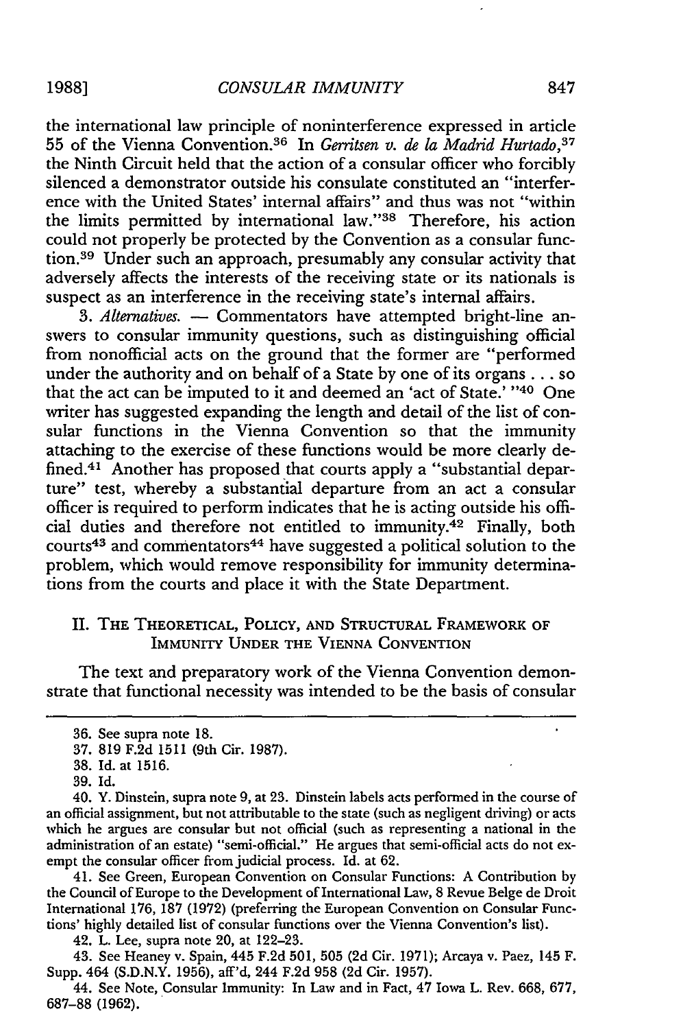the international law principle of noninterference expressed in article 55 of the Vienna Convention.[36] In *Gerritsen v. de la Madrid Hurtado*,[37] the Ninth Circuit held that the action of a consular officer who forcibly silenced a demonstrator outside his consulate constituted an "interference with the United States' internal affairs" and thus was not "within the limits permitted by international law."[38] Therefore, his action could not properly be protected by the Convention as a consular function.[39] Under such an approach, presumably any consular activity that adversely affects the interests of the receiving state or its nationals is suspect as an interference in the receiving state's internal affairs.

3. *Alternatives.* — Commentators have attempted bright-line answers to consular immunity questions, such as distinguishing official from nonofficial acts on the ground that the former are "performed under the authority and on behalf of a State by one of its organs . . . so that the act can be imputed to it and deemed an 'act of State.' "[40] One writer has suggested expanding the length and detail of the list of consular functions in the Vienna Convention so that the immunity attaching to the exercise of these functions would be more clearly defined.[41] Another has proposed that courts apply a "substantial departure" test, whereby a substantial departure from an act a consular officer is required to perform indicates that he is acting outside his official duties and therefore not entitled to immunity.[42] Finally, both courts[43] and commentators[44] have suggested a political solution to the problem, which would remove responsibility for immunity determinations from the courts and place it with the State Department.

## II. The Theoretical, Policy, and Structural Framework of Immunity Under the Vienna Convention

The text and preparatory work of the Vienna Convention demonstrate that functional necessity was intended to be the basis of consular

---

36. See supra note 18.

37. 819 F.2d 1511 (9th Cir. 1987).

38. Id. at 1516.

39. Id.

40. Y. Dinstein, supra note 9, at 23. Dinstein labels acts performed in the course of an official assignment, but not attributable to the state (such as negligent driving) or acts which he argues are consular but not official (such as representing a national in the administration of an estate) "semi-official." He argues that semi-official acts do not exempt the consular officer from judicial process. Id. at 62.

41. See Green, European Convention on Consular Functions: A Contribution by the Council of Europe to the Development of International Law, 8 Revue Belge de Droit International 176, 187 (1972) (preferring the European Convention on Consular Functions' highly detailed list of consular functions over the Vienna Convention's list).

42. L. Lee, supra note 20, at 122–23.

43. See Heaney v. Spain, 445 F.2d 501, 505 (2d Cir. 1971); Arcaya v. Paez, 145 F. Supp. 464 (S.D.N.Y. 1956), aff'd, 244 F.2d 958 (2d Cir. 1957).

44. See Note, Consular Immunity: In Law and in Fact, 47 Iowa L. Rev. 668, 677, 687–88 (1962).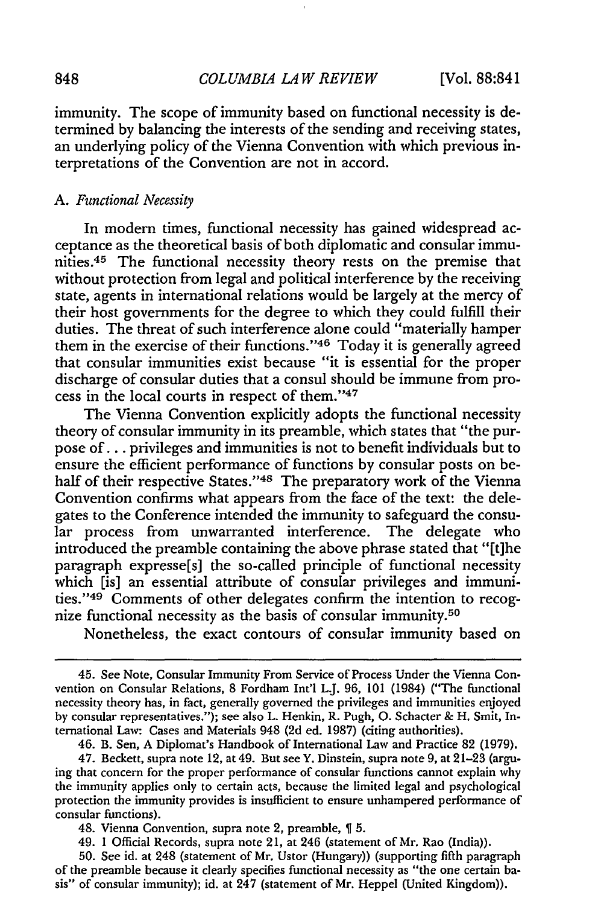immunity. The scope of immunity based on functional necessity is determined by balancing the interests of the sending and receiving states, an underlying policy of the Vienna Convention with which previous interpretations of the Convention are not in accord.

### A. *Functional Necessity*

In modern times, functional necessity has gained widespread acceptance as the theoretical basis of both diplomatic and consular immunities.[45] The functional necessity theory rests on the premise that without protection from legal and political interference by the receiving state, agents in international relations would be largely at the mercy of their host governments for the degree to which they could fulfill their duties. The threat of such interference alone could "materially hamper them in the exercise of their functions."[46] Today it is generally agreed that consular immunities exist because "it is essential for the proper discharge of consular duties that a consul should be immune from process in the local courts in respect of them."[47]

The Vienna Convention explicitly adopts the functional necessity theory of consular immunity in its preamble, which states that "the purpose of . . . privileges and immunities is not to benefit individuals but to ensure the efficient performance of functions by consular posts on behalf of their respective States."[48] The preparatory work of the Vienna Convention confirms what appears from the face of the text: the delegates to the Conference intended the immunity to safeguard the consular process from unwarranted interference. The delegate who introduced the preamble containing the above phrase stated that "[t]he paragraph expresse[s] the so-called principle of functional necessity which [is] an essential attribute of consular privileges and immunities."[49] Comments of other delegates confirm the intention to recognize functional necessity as the basis of consular immunity.[50]

Nonetheless, the exact contours of consular immunity based on

---

45. See Note, Consular Immunity From Service of Process Under the Vienna Convention on Consular Relations, 8 Fordham Int'l L.J. 96, 101 (1984) ("The functional necessity theory has, in fact, generally governed the privileges and immunities enjoyed by consular representatives."); see also L. Henkin, R. Pugh, O. Schacter & H. Smit, International Law: Cases and Materials 948 (2d ed. 1987) (citing authorities).

46. B. Sen, A Diplomat's Handbook of International Law and Practice 82 (1979).

47. Beckett, supra note 12, at 49. But see Y. Dinstein, supra note 9, at 21–23 (arguing that concern for the proper performance of consular functions cannot explain why the immunity applies only to certain acts, because the limited legal and psychological protection the immunity provides is insufficient to ensure unhampered performance of consular functions).

48. Vienna Convention, supra note 2, preamble, ¶ 5.

49. 1 Official Records, supra note 21, at 246 (statement of Mr. Rao (India)).

50. See id. at 248 (statement of Mr. Ustor (Hungary)) (supporting fifth paragraph of the preamble because it clearly specifies functional necessity as "the one certain basis" of consular immunity); id. at 247 (statement of Mr. Heppel (United Kingdom)).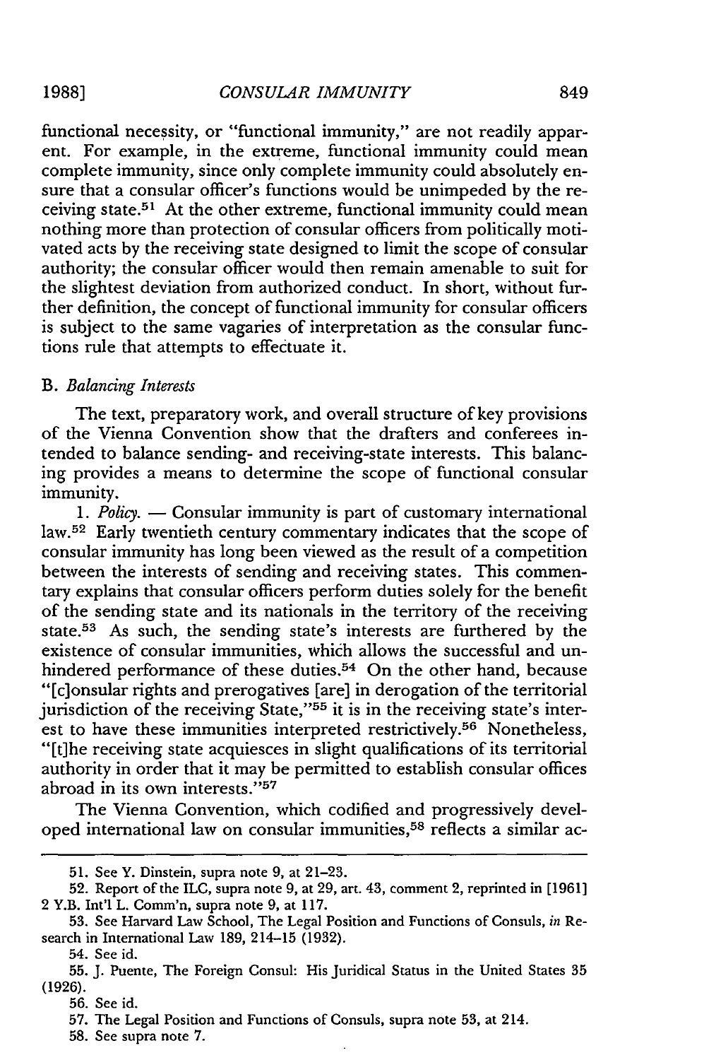functional necessity, or "functional immunity," are not readily apparent. For example, in the extreme, functional immunity could mean complete immunity, since only complete immunity could absolutely ensure that a consular officer's functions would be unimpeded by the receiving state.[51] At the other extreme, functional immunity could mean nothing more than protection of consular officers from politically motivated acts by the receiving state designed to limit the scope of consular authority; the consular officer would then remain amenable to suit for the slightest deviation from authorized conduct. In short, without further definition, the concept of functional immunity for consular officers is subject to the same vagaries of interpretation as the consular functions rule that attempts to effectuate it.

### B. *Balancing Interests*

The text, preparatory work, and overall structure of key provisions of the Vienna Convention show that the drafters and conferees intended to balance sending- and receiving-state interests. This balancing provides a means to determine the scope of functional consular immunity.

1. *Policy.* — Consular immunity is part of customary international law.[52] Early twentieth century commentary indicates that the scope of consular immunity has long been viewed as the result of a competition between the interests of sending and receiving states. This commentary explains that consular officers perform duties solely for the benefit of the sending state and its nationals in the territory of the receiving state.[53] As such, the sending state's interests are furthered by the existence of consular immunities, which allows the successful and unhindered performance of these duties.[54] On the other hand, because "[c]onsular rights and prerogatives [are] in derogation of the territorial jurisdiction of the receiving State,"[55] it is in the receiving state's interest to have these immunities interpreted restrictively.[56] Nonetheless, "[t]he receiving state acquiesces in slight qualifications of its territorial authority in order that it may be permitted to establish consular offices abroad in its own interests."[57]

The Vienna Convention, which codified and progressively developed international law on consular immunities,[58] reflects a similar ac-

---

51. See Y. Dinstein, supra note 9, at 21–23.

52. Report of the ILC, supra note 9, at 29, art. 43, comment 2, reprinted in [1961] 2 Y.B. Int'l L. Comm'n, supra note 9, at 117.

53. See Harvard Law School, The Legal Position and Functions of Consuls, *in* Research in International Law 189, 214–15 (1932).

54. See id.

55. J. Puente, The Foreign Consul: His Juridical Status in the United States 35 (1926).

56. See id.

57. The Legal Position and Functions of Consuls, supra note 53, at 214.

58. See supra note 7.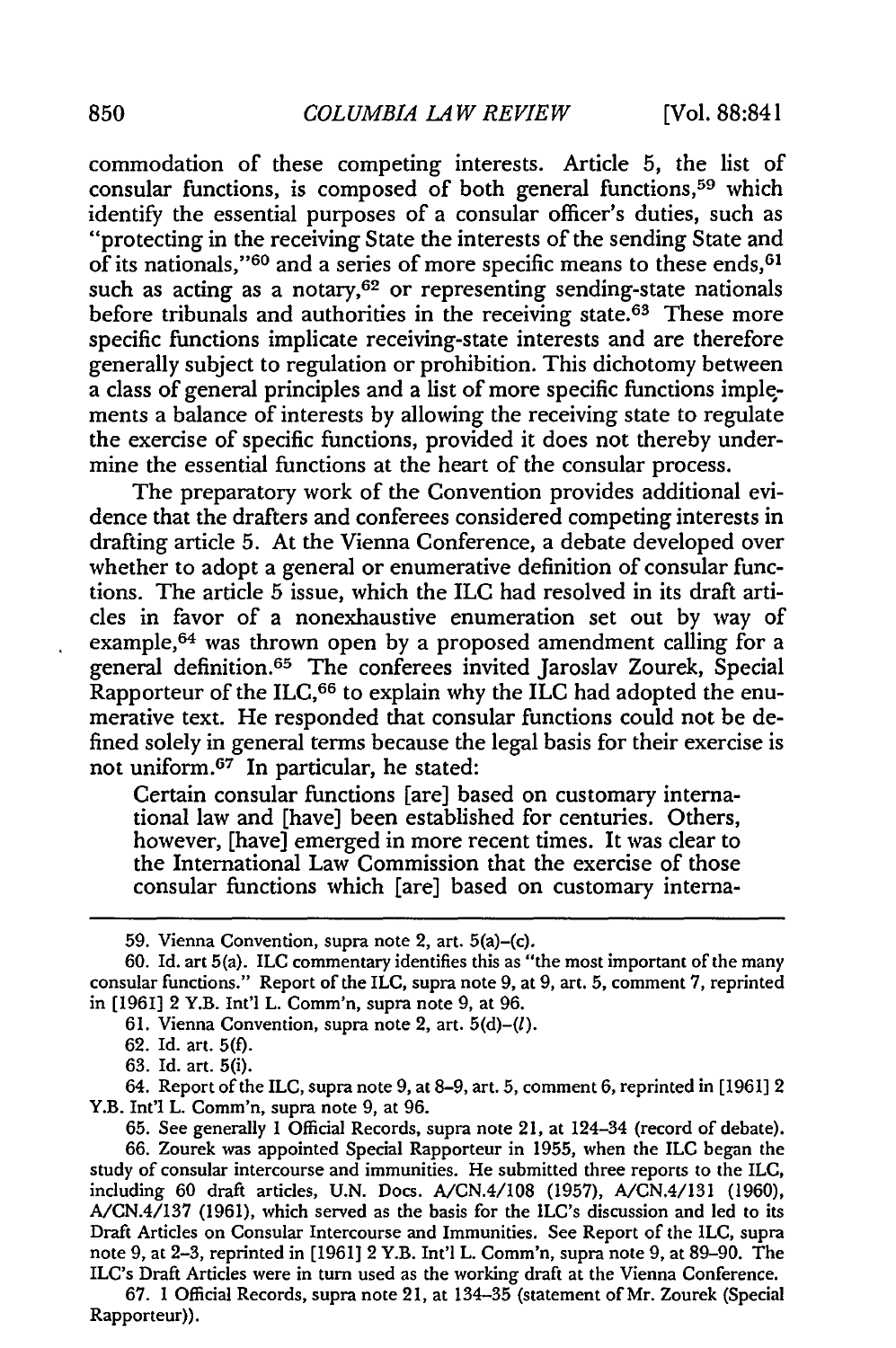commodation of these competing interests. Article 5, the list of consular functions, is composed of both general functions,[59] which identify the essential purposes of a consular officer's duties, such as "protecting in the receiving State the interests of the sending State and of its nationals,"[60] and a series of more specific means to these ends,[61] such as acting as a notary,[62] or representing sending-state nationals before tribunals and authorities in the receiving state.[63] These more specific functions implicate receiving-state interests and are therefore generally subject to regulation or prohibition. This dichotomy between a class of general principles and a list of more specific functions implements a balance of interests by allowing the receiving state to regulate the exercise of specific functions, provided it does not thereby undermine the essential functions at the heart of the consular process.

The preparatory work of the Convention provides additional evidence that the drafters and conferees considered competing interests in drafting article 5. At the Vienna Conference, a debate developed over whether to adopt a general or enumerative definition of consular functions. The article 5 issue, which the ILC had resolved in its draft articles in favor of a nonexhaustive enumeration set out by way of example,[64] was thrown open by a proposed amendment calling for a general definition.[65] The conferees invited Jaroslav Zourek, Special Rapporteur of the ILC,[66] to explain why the ILC had adopted the enumerative text. He responded that consular functions could not be defined solely in general terms because the legal basis for their exercise is not uniform.[67] In particular, he stated:

> Certain consular functions [are] based on customary international law and [have] been established for centuries. Others, however, [have] emerged in more recent times. It was clear to the International Law Commission that the exercise of those consular functions which [are] based on customary interna-

---

59. Vienna Convention, supra note 2, art. 5(a)–(c).

60. Id. art 5(a). ILC commentary identifies this as "the most important of the many consular functions." Report of the ILC, supra note 9, at 9, art. 5, comment 7, reprinted in [1961] 2 Y.B. Int'l L. Comm'n, supra note 9, at 96.

61. Vienna Convention, supra note 2, art. 5(d)–(*l*).

62. Id. art. 5(f).

63. Id. art. 5(i).

64. Report of the ILC, supra note 9, at 8–9, art. 5, comment 6, reprinted in [1961] 2 Y.B. Int'l L. Comm'n, supra note 9, at 96.

65. See generally 1 Official Records, supra note 21, at 124–34 (record of debate).

66. Zourek was appointed Special Rapporteur in 1955, when the ILC began the study of consular intercourse and immunities. He submitted three reports to the ILC, including 60 draft articles, U.N. Docs. A/CN.4/108 (1957), A/CN.4/131 (1960), A/CN.4/137 (1961), which served as the basis for the ILC's discussion and led to its Draft Articles on Consular Intercourse and Immunities. See Report of the ILC, supra note 9, at 2–3, reprinted in [1961] 2 Y.B. Int'l L. Comm'n, supra note 9, at 89–90. The ILC's Draft Articles were in turn used as the working draft at the Vienna Conference.

67. 1 Official Records, supra note 21, at 134–35 (statement of Mr. Zourek (Special Rapporteur)).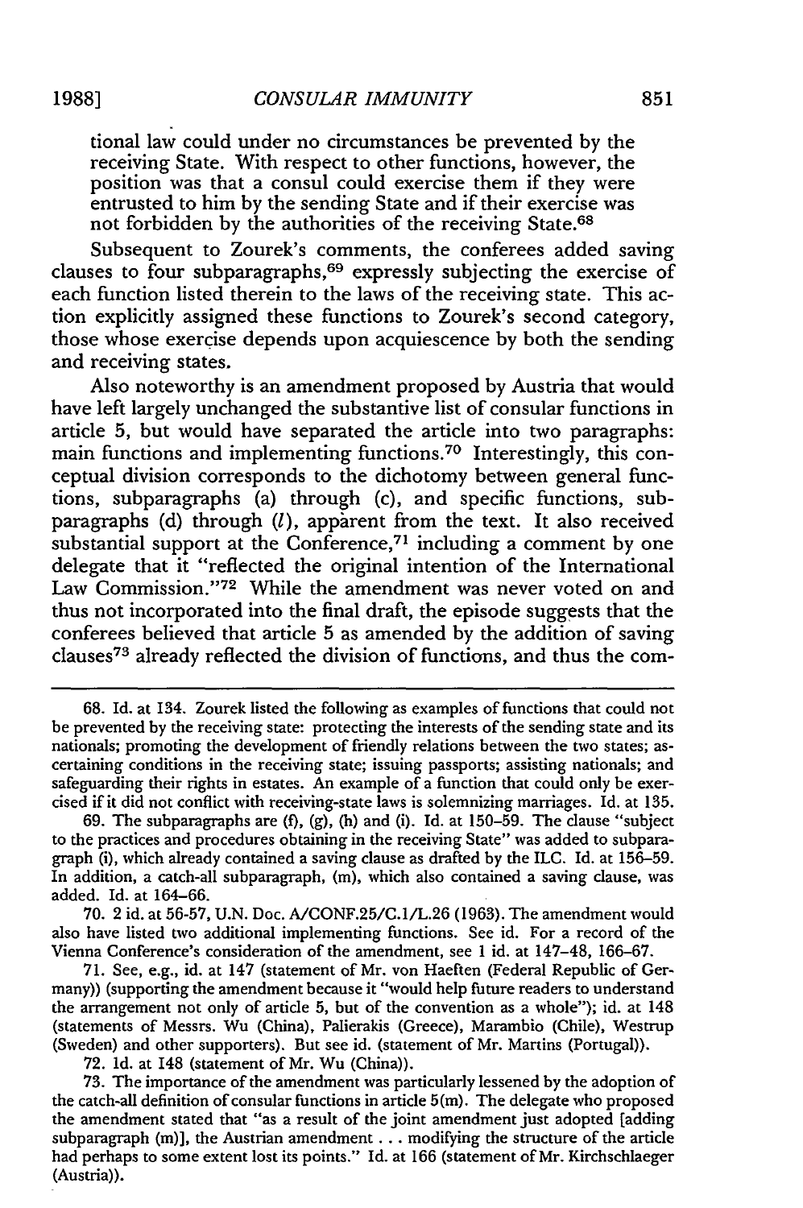tional law could under no circumstances be prevented by the receiving State. With respect to other functions, however, the position was that a consul could exercise them if they were entrusted to him by the sending State and if their exercise was not forbidden by the authorities of the receiving State.[68]

Subsequent to Zourek's comments, the conferees added saving clauses to four subparagraphs,[69] expressly subjecting the exercise of each function listed therein to the laws of the receiving state. This action explicitly assigned these functions to Zourek's second category, those whose exercise depends upon acquiescence by both the sending and receiving states.

Also noteworthy is an amendment proposed by Austria that would have left largely unchanged the substantive list of consular functions in article 5, but would have separated the article into two paragraphs: main functions and implementing functions.[70] Interestingly, this conceptual division corresponds to the dichotomy between general functions, subparagraphs (a) through (c), and specific functions, subparagraphs (d) through (*l*), apparent from the text. It also received substantial support at the Conference,[71] including a comment by one delegate that it "reflected the original intention of the International Law Commission."[72] While the amendment was never voted on and thus not incorporated into the final draft, the episode suggests that the conferees believed that article 5 as amended by the addition of saving clauses[73] already reflected the division of functions, and thus the com-

---

68. Id. at 134. Zourek listed the following as examples of functions that could not be prevented by the receiving state: protecting the interests of the sending state and its nationals; promoting the development of friendly relations between the two states; ascertaining conditions in the receiving state; issuing passports; assisting nationals; and safeguarding their rights in estates. An example of a function that could only be exercised if it did not conflict with receiving-state laws is solemnizing marriages. Id. at 135.

69. The subparagraphs are (f), (g), (h) and (i). Id. at 150–59. The clause "subject to the practices and procedures obtaining in the receiving State" was added to subparagraph (i), which already contained a saving clause as drafted by the ILC. Id. at 156–59. In addition, a catch-all subparagraph, (m), which also contained a saving clause, was added. Id. at 164–66.

70. 2 id. at 56-57, U.N. Doc. A/CONF.25/C.1/L.26 (1963). The amendment would also have listed two additional implementing functions. See id. For a record of the Vienna Conference's consideration of the amendment, see 1 id. at 147–48, 166–67.

71. See, e.g., id. at 147 (statement of Mr. von Haeften (Federal Republic of Germany)) (supporting the amendment because it "would help future readers to understand the arrangement not only of article 5, but of the convention as a whole"); id. at 148 (statements of Messrs. Wu (China), Palierakis (Greece), Marambio (Chile), Westrup (Sweden) and other supporters). But see id. (statement of Mr. Martins (Portugal)).

72. Id. at 148 (statement of Mr. Wu (China)).

73. The importance of the amendment was particularly lessened by the adoption of the catch-all definition of consular functions in article 5(m). The delegate who proposed the amendment stated that "as a result of the joint amendment just adopted [adding subparagraph (m)], the Austrian amendment . . . modifying the structure of the article had perhaps to some extent lost its points." Id. at 166 (statement of Mr. Kirchschlaeger (Austria)).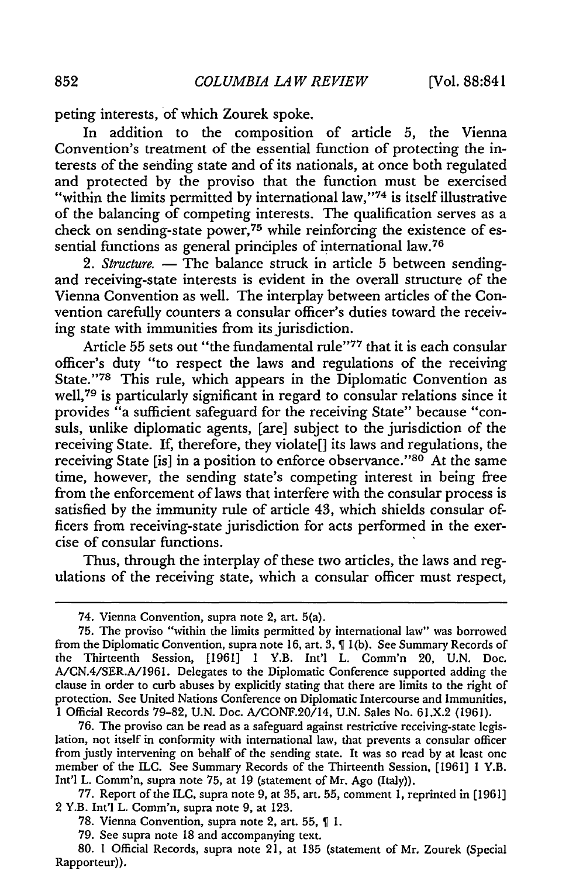peting interests, of which Zourek spoke.

In addition to the composition of article 5, the Vienna Convention's treatment of the essential function of protecting the interests of the sending state and of its nationals, at once both regulated and protected by the proviso that the function must be exercised "within the limits permitted by international law,"[74] is itself illustrative of the balancing of competing interests. The qualification serves as a check on sending-state power,[75] while reinforcing the existence of essential functions as general principles of international law.[76]

2. *Structure.* — The balance struck in article 5 between sending- and receiving-state interests is evident in the overall structure of the Vienna Convention as well. The interplay between articles of the Convention carefully counters a consular officer's duties toward the receiving state with immunities from its jurisdiction.

Article 55 sets out "the fundamental rule"[77] that it is each consular officer's duty "to respect the laws and regulations of the receiving State."[78] This rule, which appears in the Diplomatic Convention as well,[79] is particularly significant in regard to consular relations since it provides "a sufficient safeguard for the receiving State" because "consuls, unlike diplomatic agents, [are] subject to the jurisdiction of the receiving State. If, therefore, they violate[] its laws and regulations, the receiving State [is] in a position to enforce observance."[80] At the same time, however, the sending state's competing interest in being free from the enforcement of laws that interfere with the consular process is satisfied by the immunity rule of article 43, which shields consular officers from receiving-state jurisdiction for acts performed in the exercise of consular functions.

Thus, through the interplay of these two articles, the laws and regulations of the receiving state, which a consular officer must respect,

---

74. Vienna Convention, supra note 2, art. 5(a).

75. The proviso "within the limits permitted by international law" was borrowed from the Diplomatic Convention, supra note 16, art. 3, ¶ 1(b). See Summary Records of the Thirteenth Session, [1961] 1 Y.B. Int'l L. Comm'n 20, U.N. Doc. A/CN.4/SER.A/1961. Delegates to the Diplomatic Conference supported adding the clause in order to curb abuses by explicitly stating that there are limits to the right of protection. See United Nations Conference on Diplomatic Intercourse and Immunities, 1 Official Records 79–82, U.N. Doc. A/CONF.20/14, U.N. Sales No. 61.X.2 (1961).

76. The proviso can be read as a safeguard against restrictive receiving-state legislation, not itself in conformity with international law, that prevents a consular officer from justly intervening on behalf of the sending state. It was so read by at least one member of the ILC. See Summary Records of the Thirteenth Session, [1961] 1 Y.B. Int'l L. Comm'n, supra note 75, at 19 (statement of Mr. Ago (Italy)).

77. Report of the ILC, supra note 9, at 35, art. 55, comment 1, reprinted in [1961] 2 Y.B. Int'l L. Comm'n, supra note 9, at 123.

78. Vienna Convention, supra note 2, art. 55, ¶ 1.

79. See supra note 18 and accompanying text.

80. 1 Official Records, supra note 21, at 135 (statement of Mr. Zourek (Special Rapporteur)).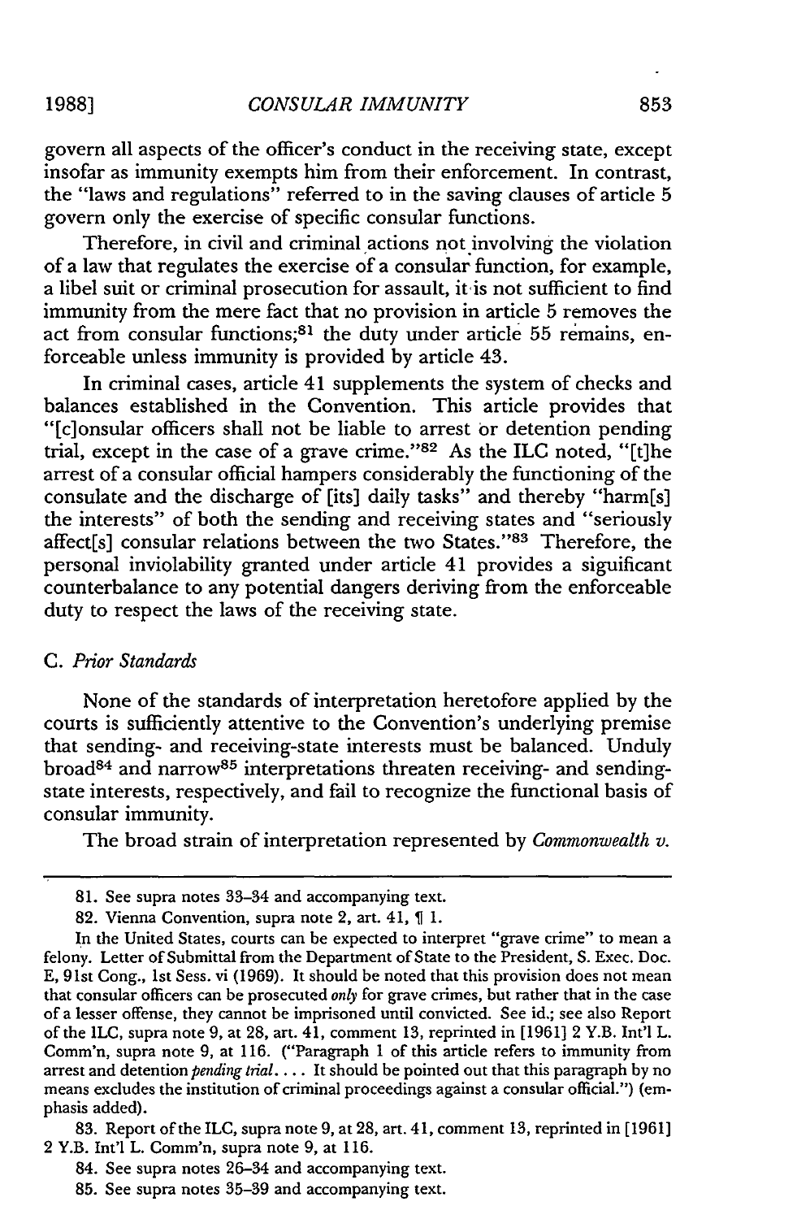govern all aspects of the officer's conduct in the receiving state, except insofar as immunity exempts him from their enforcement. In contrast, the "laws and regulations" referred to in the saving clauses of article 5 govern only the exercise of specific consular functions.

Therefore, in civil and criminal actions not involving the violation of a law that regulates the exercise of a consular function, for example, a libel suit or criminal prosecution for assault, it is not sufficient to find immunity from the mere fact that no provision in article 5 removes the act from consular functions;[81] the duty under article 55 remains, enforceable unless immunity is provided by article 43.

In criminal cases, article 41 supplements the system of checks and balances established in the Convention. This article provides that "[c]onsular officers shall not be liable to arrest or detention pending trial, except in the case of a grave crime."[82] As the ILC noted, "[t]he arrest of a consular official hampers considerably the functioning of the consulate and the discharge of [its] daily tasks" and thereby "harm[s] the interests" of both the sending and receiving states and "seriously affect[s] consular relations between the two States."[83] Therefore, the personal inviolability granted under article 41 provides a siguificant counterbalance to any potential dangers deriving from the enforceable duty to respect the laws of the receiving state.

### C. *Prior Standards*

None of the standards of interpretation heretofore applied by the courts is sufficiently attentive to the Convention's underlying premise that sending- and receiving-state interests must be balanced. Unduly broad[84] and narrow[85] interpretations threaten receiving- and sending-state interests, respectively, and fail to recognize the functional basis of consular immunity.

The broad strain of interpretation represented by *Commonwealth v.*

---

81. See supra notes 33-34 and accompanying text.

82. Vienna Convention, supra note 2, art. 41, ¶ 1.

In the United States, courts can be expected to interpret "grave crime" to mean a felony. Letter of Submittal from the Department of State to the President, S. Exec. Doc. E, 91st Cong., 1st Sess. vi (1969). It should be noted that this provision does not mean that consular officers can be prosecuted *only* for grave crimes, but rather that in the case of a lesser offense, they cannot be imprisoned until convicted. See id.; see also Report of the ILC, supra note 9, at 28, art. 41, comment 13, reprinted in [1961] 2 Y.B. Int'l L. Comm'n, supra note 9, at 116. ("Paragraph 1 of this article refers to immunity from arrest and detention *pending trial*.... It should be pointed out that this paragraph by no means excludes the institution of criminal proceedings against a consular official.") (emphasis added).

83. Report of the ILC, supra note 9, at 28, art. 41, comment 13, reprinted in [1961] 2 Y.B. Int'l L. Comm'n, supra note 9, at 116.

84. See supra notes 26-34 and accompanying text.

85. See supra notes 35-39 and accompanying text.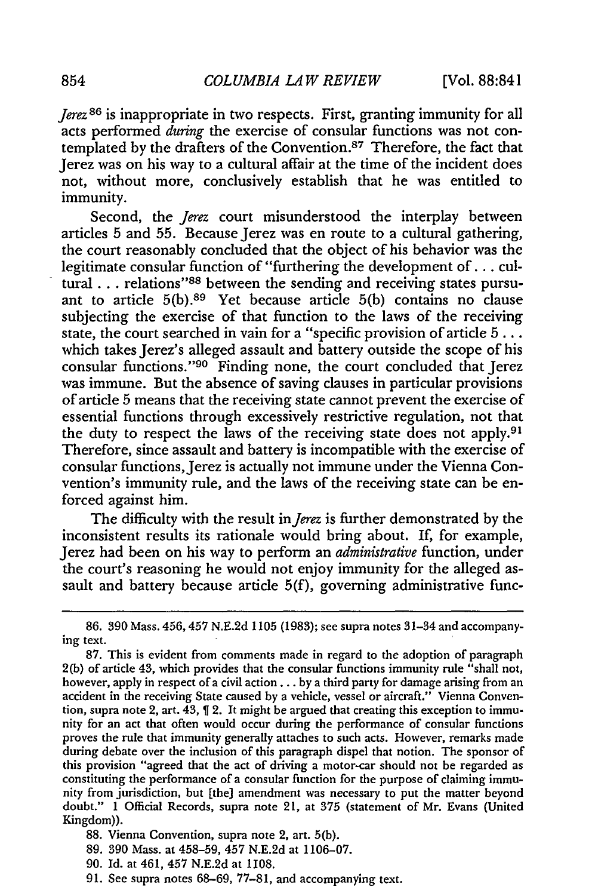*Jerez*[86] is inappropriate in two respects. First, granting immunity for all acts performed *during* the exercise of consular functions was not contemplated by the drafters of the Convention.[87] Therefore, the fact that Jerez was on his way to a cultural affair at the time of the incident does not, without more, conclusively establish that he was entitled to immunity.

Second, the *Jerez* court misunderstood the interplay between articles 5 and 55. Because Jerez was en route to a cultural gathering, the court reasonably concluded that the object of his behavior was the legitimate consular function of "furthering the development of . . . cultural . . . relations"[88] between the sending and receiving states pursuant to article 5(b).[89] Yet because article 5(b) contains no clause subjecting the exercise of that function to the laws of the receiving state, the court searched in vain for a "specific provision of article 5 . . . which takes Jerez's alleged assault and battery outside the scope of his consular functions."[90] Finding none, the court concluded that Jerez was immune. But the absence of saving clauses in particular provisions of article 5 means that the receiving state cannot prevent the exercise of essential functions through excessively restrictive regulation, not that the duty to respect the laws of the receiving state does not apply.[91] Therefore, since assault and battery is incompatible with the exercise of consular functions, Jerez is actually not immune under the Vienna Convention's immunity rule, and the laws of the receiving state can be enforced against him.

The difficulty with the result in *Jerez* is further demonstrated by the inconsistent results its rationale would bring about. If, for example, Jerez had been on his way to perform an *administrative* function, under the court's reasoning he would not enjoy immunity for the alleged assault and battery because article 5(f), governing administrative func-

---

86. 390 Mass. 456, 457 N.E.2d 1105 (1983); see supra notes 31–34 and accompanying text.

87. This is evident from comments made in regard to the adoption of paragraph 2(b) of article 43, which provides that the consular functions immunity rule "shall not, however, apply in respect of a civil action . . . by a third party for damage arising from an accident in the receiving State caused by a vehicle, vessel or aircraft." Vienna Convention, supra note 2, art. 43, ¶ 2. It might be argued that creating this exception to immunity for an act that often would occur during the performance of consular functions proves the rule that immunity generally attaches to such acts. However, remarks made during debate over the inclusion of this paragraph dispel that notion. The sponsor of this provision "agreed that the act of driving a motor-car should not be regarded as constituting the performance of a consular function for the purpose of claiming immunity from jurisdiction, but [the] amendment was necessary to put the matter beyond doubt." 1 Official Records, supra note 21, at 375 (statement of Mr. Evans (United Kingdom)).

88. Vienna Convention, supra note 2, art. 5(b).

89. 390 Mass. at 458–59, 457 N.E.2d at 1106–07.

90. Id. at 461, 457 N.E.2d at 1108.

91. See supra notes 68–69, 77–81, and accompanying text.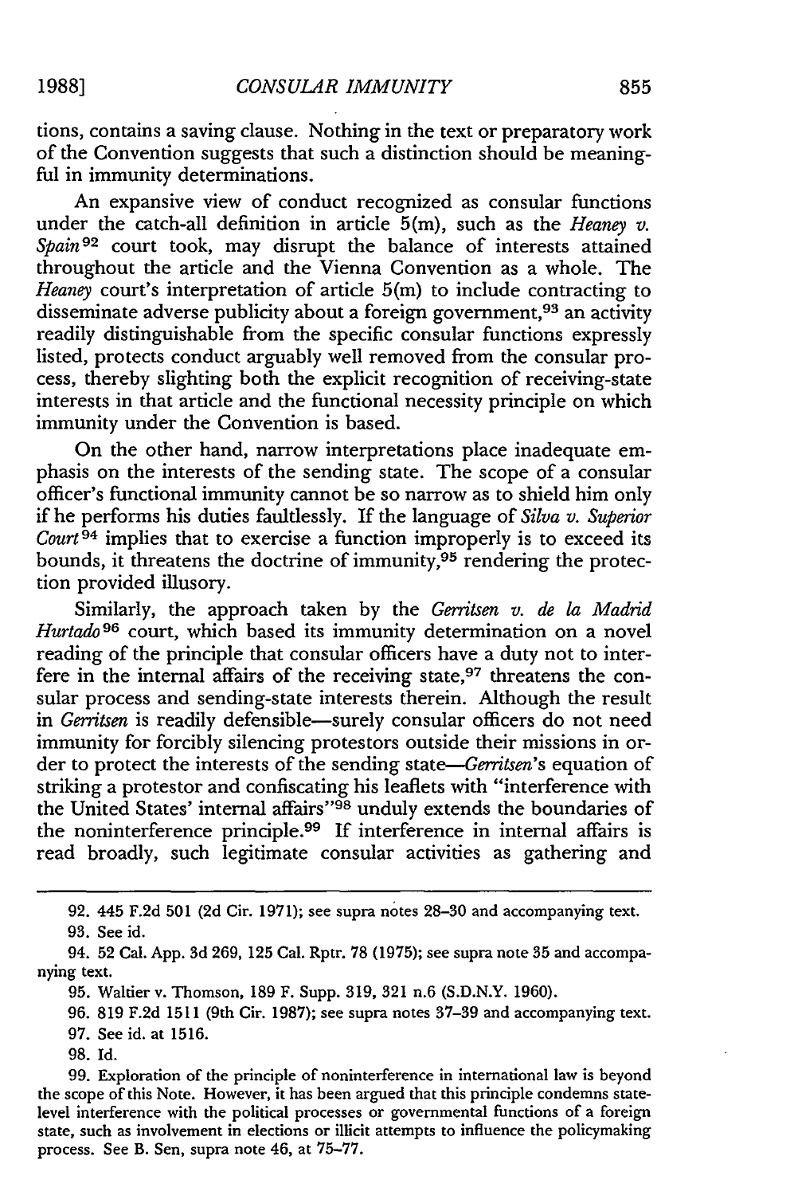tions, contains a saving clause. Nothing in the text or preparatory work of the Convention suggests that such a distinction should be meaningful in immunity determinations.

An expansive view of conduct recognized as consular functions under the catch-all definition in article 5(m), such as the *Heaney v. Spain*[92] court took, may disrupt the balance of interests attained throughout the article and the Vienna Convention as a whole. The *Heaney* court's interpretation of article 5(m) to include contracting to disseminate adverse publicity about a foreign government,[93] an activity readily distinguishable from the specific consular functions expressly listed, protects conduct arguably well removed from the consular process, thereby slighting both the explicit recognition of receiving-state interests in that article and the functional necessity principle on which immunity under the Convention is based.

On the other hand, narrow interpretations place inadequate emphasis on the interests of the sending state. The scope of a consular officer's functional immunity cannot be so narrow as to shield him only if he performs his duties faultlessly. If the language of *Silva v. Superior Court*[94] implies that to exercise a function improperly is to exceed its bounds, it threatens the doctrine of immunity,[95] rendering the protection provided illusory.

Similarly, the approach taken by the *Gerritsen v. de la Madrid Hurtado*[96] court, which based its immunity determination on a novel reading of the principle that consular officers have a duty not to interfere in the internal affairs of the receiving state,[97] threatens the consular process and sending-state interests therein. Although the result in *Gerritsen* is readily defensible—surely consular officers do not need immunity for forcibly silencing protestors outside their missions in order to protect the interests of the sending state—*Gerritsen*'s equation of striking a protestor and confiscating his leaflets with "interference with the United States' internal affairs"[98] unduly extends the boundaries of the noninterference principle.[99] If interference in internal affairs is read broadly, such legitimate consular activities as gathering and

---

92. 445 F.2d 501 (2d Cir. 1971); see supra notes 28–30 and accompanying text.

93. See id.

94. 52 Cal. App. 3d 269, 125 Cal. Rptr. 78 (1975); see supra note 35 and accompanying text.

95. Waltier v. Thomson, 189 F. Supp. 319, 321 n.6 (S.D.N.Y. 1960).

96. 819 F.2d 1511 (9th Cir. 1987); see supra notes 37–39 and accompanying text.

97. See id. at 1516.

98. Id.

99. Exploration of the principle of noninterference in international law is beyond the scope of this Note. However, it has been argued that this principle condemns state-level interference with the political processes or governmental functions of a foreign state, such as involvement in elections or illicit attempts to influence the policymaking process. See B. Sen, supra note 46, at 75–77.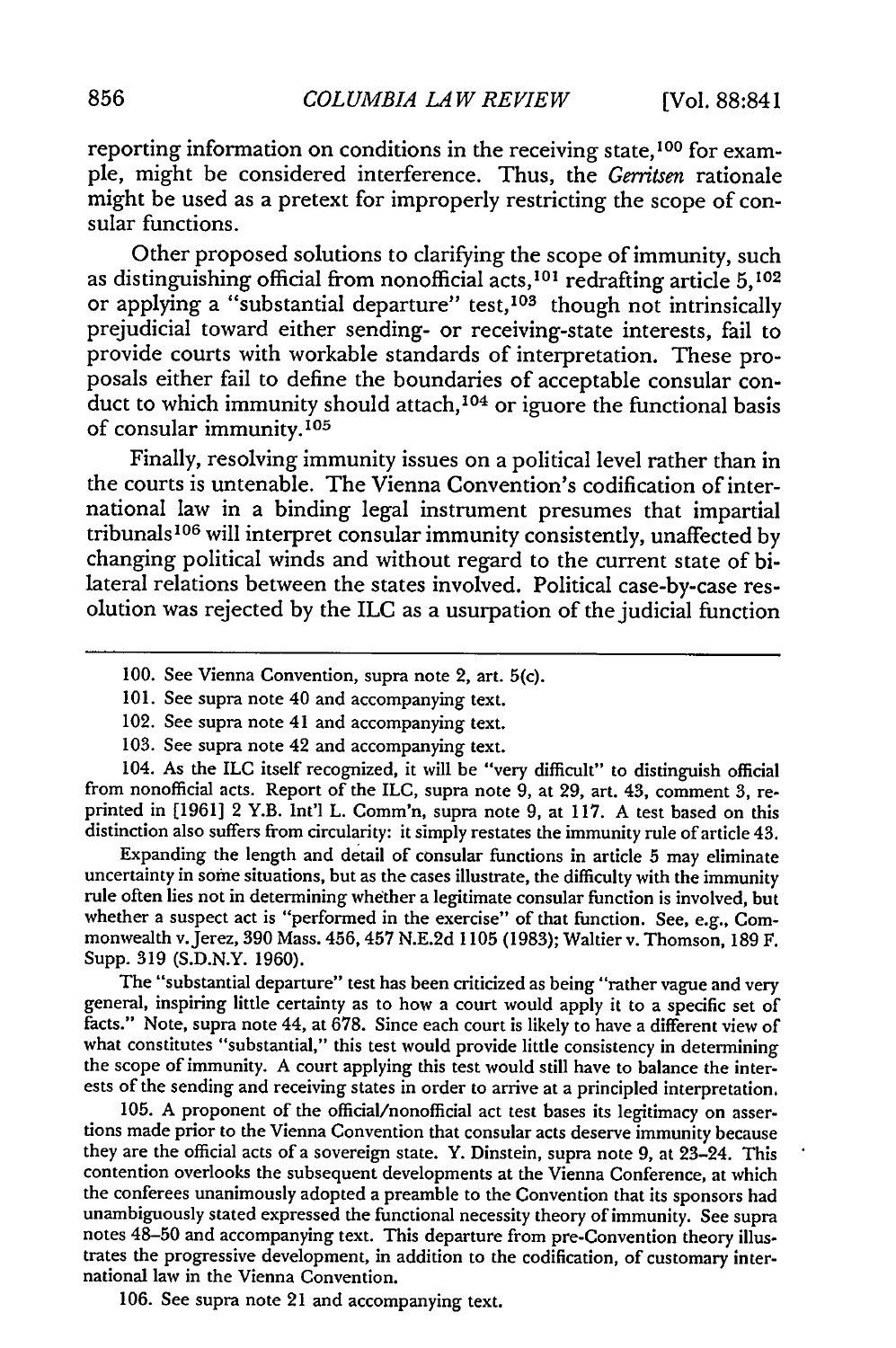reporting information on conditions in the receiving state,[100] for example, might be considered interference. Thus, the *Gerritsen* rationale might be used as a pretext for improperly restricting the scope of consular functions.

Other proposed solutions to clarifying the scope of immunity, such as distinguishing official from nonofficial acts,[101] redrafting article 5,[102] or applying a "substantial departure" test,[103] though not intrinsically prejudicial toward either sending- or receiving-state interests, fail to provide courts with workable standards of interpretation. These proposals either fail to define the boundaries of acceptable consular conduct to which immunity should attach,[104] or iguore the functional basis of consular immunity.[105]

Finally, resolving immunity issues on a political level rather than in the courts is untenable. The Vienna Convention's codification of international law in a binding legal instrument presumes that impartial tribunals[106] will interpret consular immunity consistently, unaffected by changing political winds and without regard to the current state of bilateral relations between the states involved. Political case-by-case resolution was rejected by the ILC as a usurpation of the judicial function

---

100. See Vienna Convention, supra note 2, art. 5(c).

101. See supra note 40 and accompanying text.

102. See supra note 41 and accompanying text.

103. See supra note 42 and accompanying text.

104. As the ILC itself recognized, it will be "very difficult" to distinguish official from nonofficial acts. Report of the ILC, supra note 9, at 29, art. 43, comment 3, reprinted in [1961] 2 Y.B. Int'l L. Comm'n, supra note 9, at 117. A test based on this distinction also suffers from circularity: it simply restates the immunity rule of article 43.

Expanding the length and detail of consular functions in article 5 may eliminate uncertainty in some situations, but as the cases illustrate, the difficulty with the immunity rule often lies not in determining whether a legitimate consular function is involved, but whether a suspect act is "performed in the exercise" of that function. See, e.g., Commonwealth v. Jerez, 390 Mass. 456, 457 N.E.2d 1105 (1983); Waltier v. Thomson, 189 F. Supp. 319 (S.D.N.Y. 1960).

The "substantial departure" test has been criticized as being "rather vague and very general, inspiring little certainty as to how a court would apply it to a specific set of facts." Note, supra note 44, at 678. Since each court is likely to have a different view of what constitutes "substantial," this test would provide little consistency in determining the scope of immunity. A court applying this test would still have to balance the interests of the sending and receiving states in order to arrive at a principled interpretation.

105. A proponent of the official/nonofficial act test bases its legitimacy on assertions made prior to the Vienna Convention that consular acts deserve immunity because they are the official acts of a sovereign state. Y. Dinstein, supra note 9, at 23–24. This contention overlooks the subsequent developments at the Vienna Conference, at which the conferees unanimously adopted a preamble to the Convention that its sponsors had unambiguously stated expressed the functional necessity theory of immunity. See supra notes 48–50 and accompanying text. This departure from pre-Convention theory illustrates the progressive development, in addition to the codification, of customary international law in the Vienna Convention.

106. See supra note 21 and accompanying text.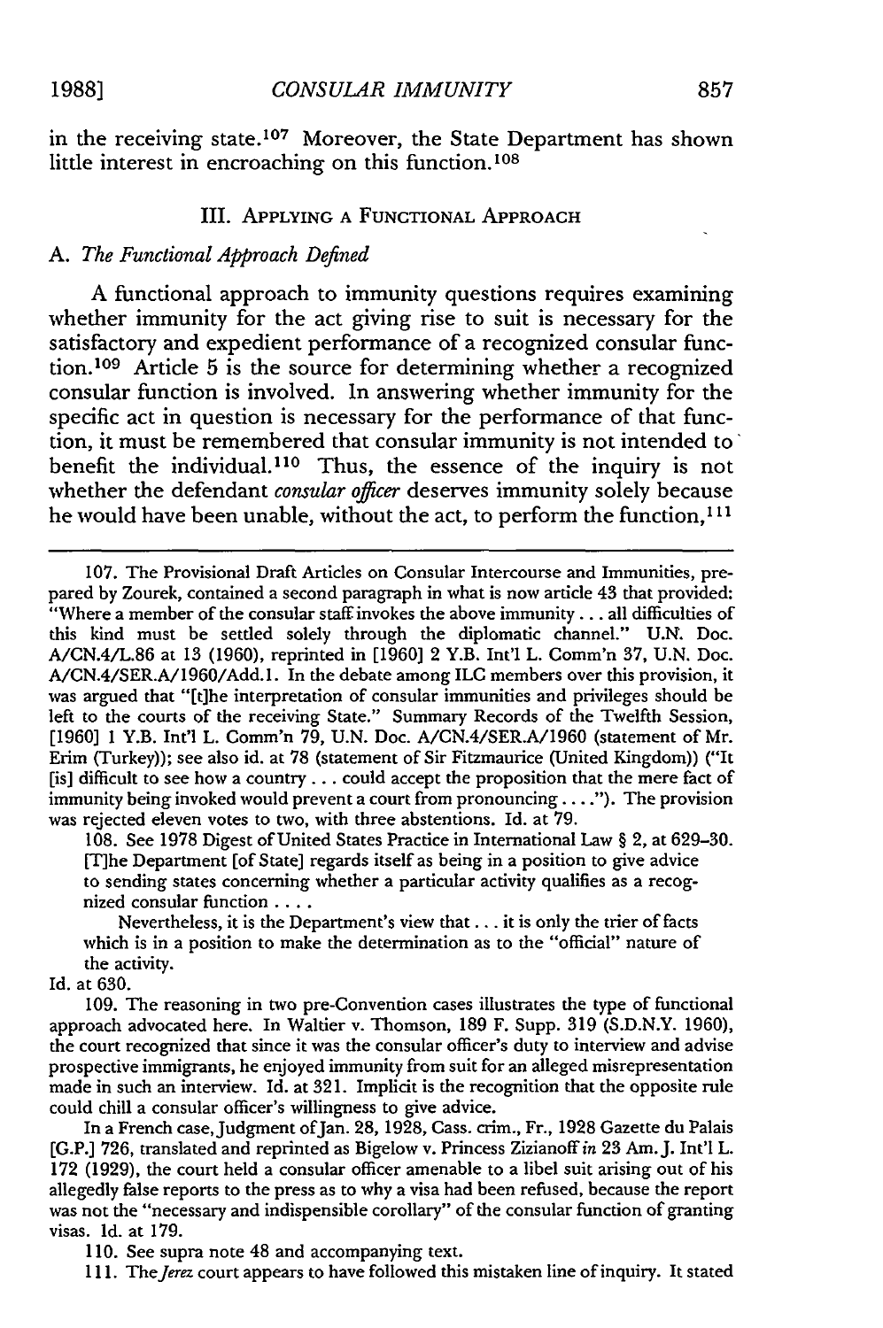in the receiving state.[107] Moreover, the State Department has shown little interest in encroaching on this function.[108]

## III. APPLYING A FUNCTIONAL APPROACH

### A. *The Functional Approach Defined*

A functional approach to immunity questions requires examining whether immunity for the act giving rise to suit is necessary for the satisfactory and expedient performance of a recognized consular function.[109] Article 5 is the source for determining whether a recognized consular function is involved. In answering whether immunity for the specific act in question is necessary for the performance of that function, it must be remembered that consular immunity is not intended to benefit the individual.[110] Thus, the essence of the inquiry is not whether the defendant *consular officer* deserves immunity solely because he would have been unable, without the act, to perform the function,[111]

---

107. The Provisional Draft Articles on Consular Intercourse and Immunities, prepared by Zourek, contained a second paragraph in what is now article 43 that provided: "Where a member of the consular staff invokes the above immunity . . . all difficulties of this kind must be settled solely through the diplomatic channel." U.N. Doc. A/CN.4/L.86 at 13 (1960), reprinted in [1960] 2 Y.B. Int'l L. Comm'n 37, U.N. Doc. A/CN.4/SER.A/1960/Add.1. In the debate among ILC members over this provision, it was argued that "[t]he interpretation of consular immunities and privileges should be left to the courts of the receiving State." Summary Records of the Twelfth Session, [1960] 1 Y.B. Int'l L. Comm'n 79, U.N. Doc. A/CN.4/SER.A/1960 (statement of Mr. Erim (Turkey)); see also id. at 78 (statement of Sir Fitzmaurice (United Kingdom)) ("It [is] difficult to see how a country . . . could accept the proposition that the mere fact of immunity being invoked would prevent a court from pronouncing . . . ."). The provision was rejected eleven votes to two, with three abstentions. Id. at 79.

108. See 1978 Digest of United States Practice in International Law § 2, at 629–30.

> [T]he Department [of State] regards itself as being in a position to give advice to sending states concerning whether a particular activity qualifies as a recognized consular function . . . .
>
> Nevertheless, it is the Department's view that . . . it is only the trier of facts which is in a position to make the determination as to the "official" nature of the activity.

Id. at 630.

109. The reasoning in two pre-Convention cases illustrates the type of functional approach advocated here. In Waltier v. Thomson, 189 F. Supp. 319 (S.D.N.Y. 1960), the court recognized that since it was the consular officer's duty to interview and advise prospective immigrants, he enjoyed immunity from suit for an alleged misrepresentation made in such an interview. Id. at 321. Implicit is the recognition that the opposite rule could chill a consular officer's willingness to give advice.

In a French case, Judgment of Jan. 28, 1928, Cass. crim., Fr., 1928 Gazette du Palais [G.P.] 726, translated and reprinted as Bigelow v. Princess Zizianoff *in* 23 Am. J. Int'l L. 172 (1929), the court held a consular officer amenable to a libel suit arising out of his allegedly false reports to the press as to why a visa had been refused, because the report was not the "necessary and indispensible corollary" of the consular function of granting visas. Id. at 179.

110. See supra note 48 and accompanying text.

111. The *Jerez* court appears to have followed this mistaken line of inquiry. It stated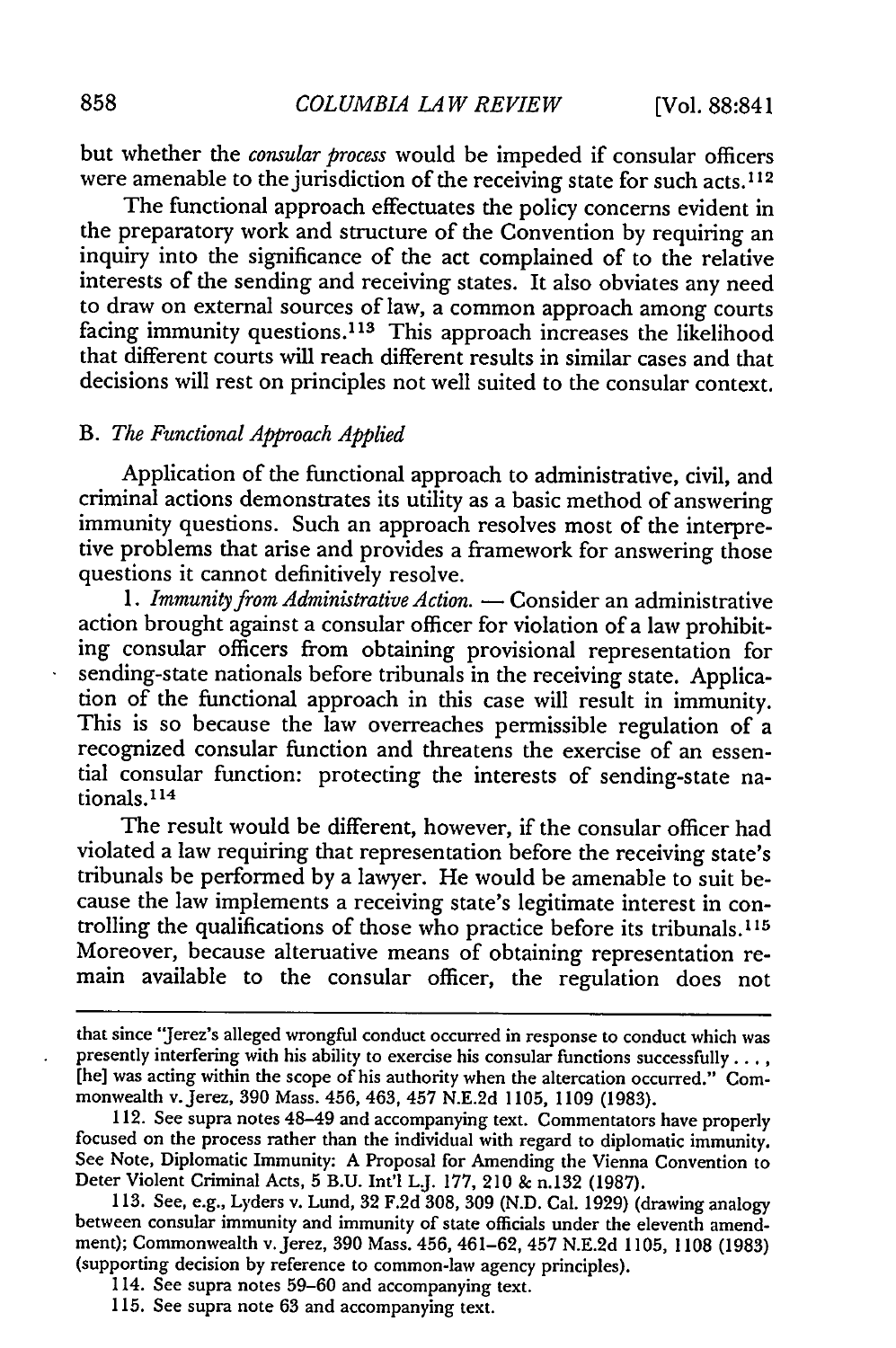but whether the *consular process* would be impeded if consular officers were amenable to the jurisdiction of the receiving state for such acts.[112]

The functional approach effectuates the policy concerns evident in the preparatory work and structure of the Convention by requiring an inquiry into the significance of the act complained of to the relative interests of the sending and receiving states. It also obviates any need to draw on external sources of law, a common approach among courts facing immunity questions.[113] This approach increases the likelihood that different courts will reach different results in similar cases and that decisions will rest on principles not well suited to the consular context.

### B. *The Functional Approach Applied*

Application of the functional approach to administrative, civil, and criminal actions demonstrates its utility as a basic method of answering immunity questions. Such an approach resolves most of the interpretive problems that arise and provides a framework for answering those questions it cannot definitively resolve.

1. *Immunity from Administrative Action.* — Consider an administrative action brought against a consular officer for violation of a law prohibiting consular officers from obtaining provisional representation for sending-state nationals before tribunals in the receiving state. Application of the functional approach in this case will result in immunity. This is so because the law overreaches permissible regulation of a recognized consular function and threatens the exercise of an essential consular function: protecting the interests of sending-state nationals.[114]

The result would be different, however, if the consular officer had violated a law requiring that representation before the receiving state's tribunals be performed by a lawyer. He would be amenable to suit because the law implements a receiving state's legitimate interest in controlling the qualifications of those who practice before its tribunals.[115] Moreover, because alternative means of obtaining representation remain available to the consular officer, the regulation does not

---

that since "Jerez's alleged wrongful conduct occurred in response to conduct which was presently interfering with his ability to exercise his consular functions successfully . . . , [he] was acting within the scope of his authority when the altercation occurred." Commonwealth v. Jerez, 390 Mass. 456, 463, 457 N.E.2d 1105, 1109 (1983).

112. See supra notes 48–49 and accompanying text. Commentators have properly focused on the process rather than the individual with regard to diplomatic immunity. See Note, Diplomatic Immunity: A Proposal for Amending the Vienna Convention to Deter Violent Criminal Acts, 5 B.U. Int'l L.J. 177, 210 & n.132 (1987).

113. See, e.g., Lyders v. Lund, 32 F.2d 308, 309 (N.D. Cal. 1929) (drawing analogy between consular immunity and immunity of state officials under the eleventh amendment); Commonwealth v. Jerez, 390 Mass. 456, 461–62, 457 N.E.2d 1105, 1108 (1983) (supporting decision by reference to common-law agency principles).

114. See supra notes 59–60 and accompanying text.

115. See supra note 63 and accompanying text.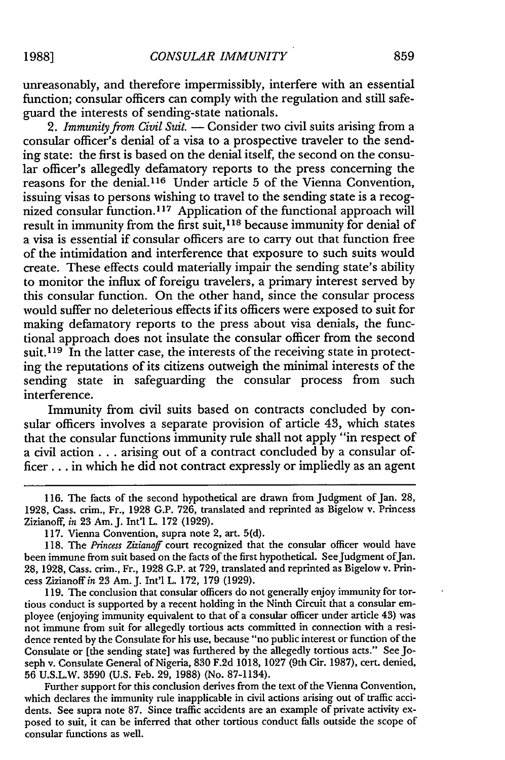unreasonably, and therefore impermissibly, interfere with an essential function; consular officers can comply with the regulation and still safeguard the interests of sending-state nationals.

2. *Immunity from Civil Suit.* — Consider two civil suits arising from a consular officer's denial of a visa to a prospective traveler to the sending state: the first is based on the denial itself, the second on the consular officer's allegedly defamatory reports to the press concerning the reasons for the denial.[116] Under article 5 of the Vienna Convention, issuing visas to persons wishing to travel to the sending state is a recognized consular function.[117] Application of the functional approach will result in immunity from the first suit,[118] because immunity for denial of a visa is essential if consular officers are to carry out that function free of the intimidation and interference that exposure to such suits would create. These effects could materially impair the sending state's ability to monitor the influx of foreign travelers, a primary interest served by this consular function. On the other hand, since the consular process would suffer no deleterious effects if its officers were exposed to suit for making defamatory reports to the press about visa denials, the functional approach does not insulate the consular officer from the second suit.[119] In the latter case, the interests of the receiving state in protecting the reputations of its citizens outweigh the minimal interests of the sending state in safeguarding the consular process from such interference.

Immunity from civil suits based on contracts concluded by consular officers involves a separate provision of article 43, which states that the consular functions immunity rule shall not apply "in respect of a civil action . . . arising out of a contract concluded by a consular officer . . . in which he did not contract expressly or impliedly as an agent

---

116. The facts of the second hypothetical are drawn from Judgment of Jan. 28, 1928, Cass. crim., Fr., 1928 G.P. 726, translated and reprinted as Bigelow v. Princess Zizianoff, *in* 23 Am. J. Int'l L. 172 (1929).

117. Vienna Convention, supra note 2, art. 5(d).

118. The *Princess Zizianoff* court recognized that the consular officer would have been immune from suit based on the facts of the first hypothetical. See Judgment of Jan. 28, 1928, Cass. crim., Fr., 1928 G.P. at 729, translated and reprinted as Bigelow v. Princess Zizianoff *in* 23 Am. J. Int'l L. 172, 179 (1929).

119. The conclusion that consular officers do not generally enjoy immunity for tortious conduct is supported by a recent holding in the Ninth Circuit that a consular employee (enjoying immunity equivalent to that of a consular officer under article 43) was not immune from suit for allegedly tortious acts committed in connection with a residence rented by the Consulate for his use, because "no public interest or function of the Consulate or [the sending state] was furthered by the allegedly tortious acts." See Joseph v. Consulate General of Nigeria, 830 F.2d 1018, 1027 (9th Cir. 1987), cert. denied, 56 U.S.L.W. 3590 (U.S. Feb. 29, 1988) (No. 87-1134).

Further support for this conclusion derives from the text of the Vienna Convention, which declares the immunity rule inapplicable in civil actions arising out of traffic accidents. See supra note 87. Since traffic accidents are an example of private activity exposed to suit, it can be inferred that other tortious conduct falls outside the scope of consular functions as well.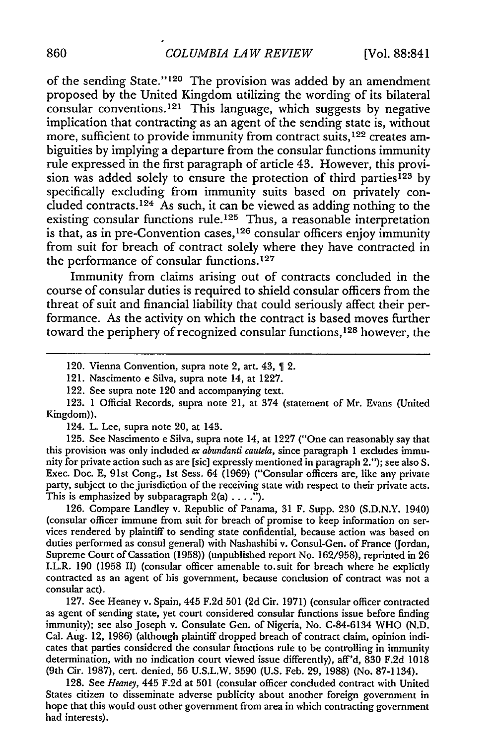of the sending State."[120] The provision was added by an amendment proposed by the United Kingdom utilizing the wording of its bilateral consular conventions.[121] This language, which suggests by negative implication that contracting as an agent of the sending state is, without more, sufficient to provide immunity from contract suits,[122] creates ambiguities by implying a departure from the consular functions immunity rule expressed in the first paragraph of article 43. However, this provision was added solely to ensure the protection of third parties[123] by specifically excluding from immunity suits based on privately concluded contracts.[124] As such, it can be viewed as adding nothing to the existing consular functions rule.[125] Thus, a reasonable interpretation is that, as in pre-Convention cases,[126] consular officers enjoy immunity from suit for breach of contract solely where they have contracted in the performance of consular functions.[127]

Immunity from claims arising out of contracts concluded in the course of consular duties is required to shield consular officers from the threat of suit and financial liability that could seriously affect their performance. As the activity on which the contract is based moves further toward the periphery of recognized consular functions,[128] however, the

---

120. Vienna Convention, supra note 2, art. 43, ¶ 2.

121. Nascimento e Silva, supra note 14, at 1227.

122. See supra note 120 and accompanying text.

123. 1 Official Records, supra note 21, at 374 (statement of Mr. Evans (United Kingdom)).

124. L. Lee, supra note 20, at 143.

125. See Nascimento e Silva, supra note 14, at 1227 ("One can reasonably say that this provision was only included *ex abundanti cautela*, since paragraph 1 excludes immunity for private action such as are [sic] expressly mentioned in paragraph 2."); see also S. Exec. Doc. E, 91st Cong., 1st Sess. 64 (1969) ("Consular officers are, like any private party, subject to the jurisdiction of the receiving state with respect to their private acts. This is emphasized by subparagraph 2(a) . . . .").

126. Compare Landley v. Republic of Panama, 31 F. Supp. 230 (S.D.N.Y. 1940) (consular officer immune from suit for breach of promise to keep information on services rendered by plaintiff to sending state confidential, because action was based on duties performed as consul general) with Nashashibi v. Consul-Gen. of France (Jordan, Supreme Court of Cassation (1958)) (unpublished report No. 162/958), reprinted in 26 I.L.R. 190 (1958 II) (consular officer amenable to suit for breach where he explictly contracted as an agent of his government, because conclusion of contract was not a consular act).

127. See Heaney v. Spain, 445 F.2d 501 (2d Cir. 1971) (consular officer contracted as agent of sending state, yet court considered consular functions issue before finding immunity); see also Joseph v. Consulate Gen. of Nigeria, No. C-84-6134 WHO (N.D. Cal. Aug. 12, 1986) (although plaintiff dropped breach of contract claim, opinion indicates that parties considered the consular functions rule to be controlling in immunity determination, with no indication court viewed issue differently), aff'd, 830 F.2d 1018 (9th Cir. 1987), cert. denied, 56 U.S.L.W. 3590 (U.S. Feb. 29, 1988) (No. 87-1134).

128. See *Heaney*, 445 F.2d at 501 (consular officer concluded contract with United States citizen to disseminate adverse publicity about another foreign government in hope that this would oust other government from area in which contracting government had interests).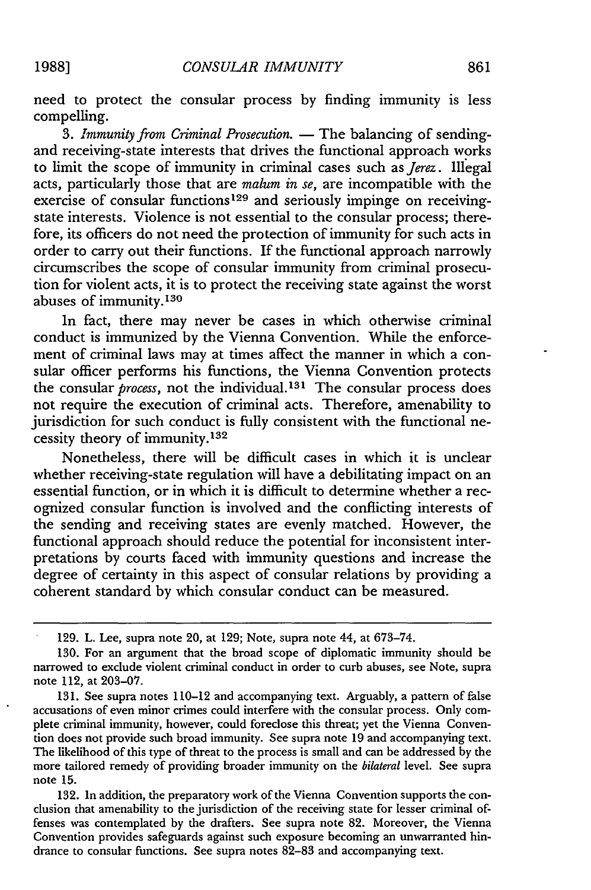need to protect the consular process by finding immunity is less compelling.

3. *Immunity from Criminal Prosecution.* — The balancing of sending- and receiving-state interests that drives the functional approach works to limit the scope of immunity in criminal cases such as *Jerez*. Illegal acts, particularly those that are *malum in se*, are incompatible with the exercise of consular functions[129] and seriously impinge on receiving-state interests. Violence is not essential to the consular process; therefore, its officers do not need the protection of immunity for such acts in order to carry out their functions. If the functional approach narrowly circumscribes the scope of consular immunity from criminal prosecution for violent acts, it is to protect the receiving state against the worst abuses of immunity.[130]

In fact, there may never be cases in which otherwise criminal conduct is immunized by the Vienna Convention. While the enforcement of criminal laws may at times affect the manner in which a consular officer performs his functions, the Vienna Convention protects the consular *process*, not the individual.[131] The consular process does not require the execution of criminal acts. Therefore, amenability to jurisdiction for such conduct is fully consistent with the functional necessity theory of immunity.[132]

Nonetheless, there will be difficult cases in which it is unclear whether receiving-state regulation will have a debilitating impact on an essential function, or in which it is difficult to determine whether a recognized consular function is involved and the conflicting interests of the sending and receiving states are evenly matched. However, the functional approach should reduce the potential for inconsistent interpretations by courts faced with immunity questions and increase the degree of certainty in this aspect of consular relations by providing a coherent standard by which consular conduct can be measured.

---

129. L. Lee, supra note 20, at 129; Note, supra note 44, at 673–74.

130. For an argument that the broad scope of diplomatic immunity should be narrowed to exclude violent criminal conduct in order to curb abuses, see Note, supra note 112, at 203–07.

131. See supra notes 110–12 and accompanying text. Arguably, a pattern of false accusations of even minor crimes could interfere with the consular process. Only complete criminal immunity, however, could foreclose this threat; yet the Vienna Convention does not provide such broad immunity. See supra note 19 and accompanying text. The likelihood of this type of threat to the process is small and can be addressed by the more tailored remedy of providing broader immunity on the *bilateral* level. See supra note 15.

132. In addition, the preparatory work of the Vienna Convention supports the conclusion that amenability to the jurisdiction of the receiving state for lesser criminal offenses was contemplated by the drafters. See supra note 82. Moreover, the Vienna Convention provides safeguards against such exposure becoming an unwarranted hindrance to consular functions. See supra notes 82–83 and accompanying text.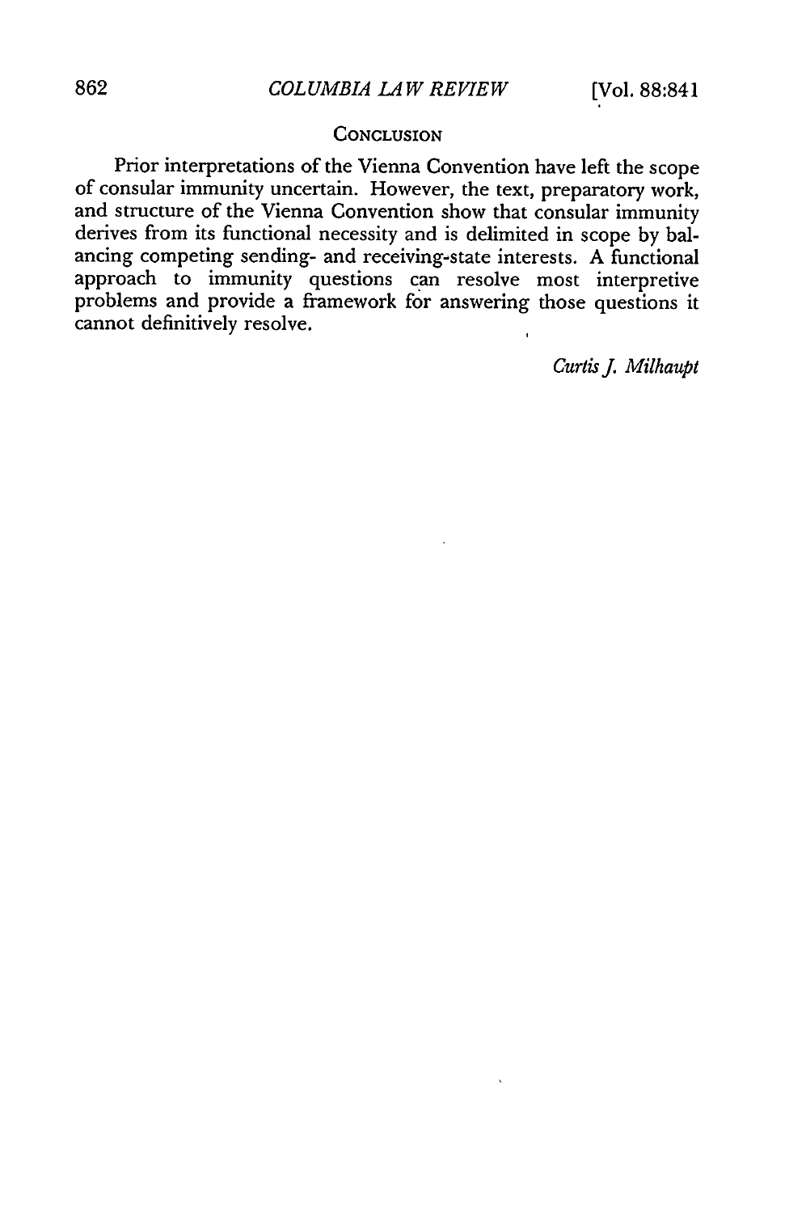## Conclusion

Prior interpretations of the Vienna Convention have left the scope of consular immunity uncertain. However, the text, preparatory work, and structure of the Vienna Convention show that consular immunity derives from its functional necessity and is delimited in scope by balancing competing sending- and receiving-state interests. A functional approach to immunity questions can resolve most interpretive problems and provide a framework for answering those questions it cannot definitively resolve.

*Curtis J. Milhaupt*